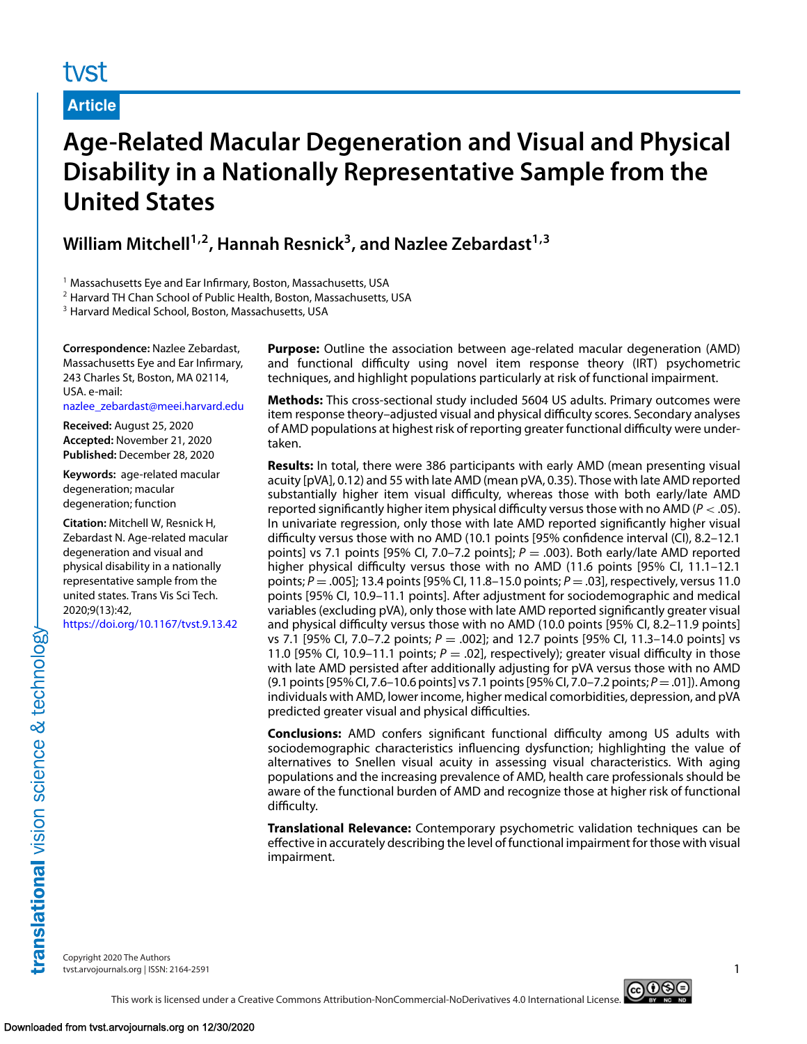Article

# Age-Related Macular Degeneration and Visual and Physical Disability in a Nationally Representative Sample from the United States

**William Mitchell[1,2], Hannah Resnick[3], and Nazlee Zebardast[1,3]**

[1] Massachusetts Eye and Ear Infirmary, Boston, Massachusetts, USA
[2] Harvard TH Chan School of Public Health, Boston, Massachusetts, USA
[3] Harvard Medical School, Boston, Massachusetts, USA

**Correspondence:** Nazlee Zebardast, Massachusetts Eye and Ear Infirmary, 243 Charles St, Boston, MA 02114, USA. e-mail: nazlee_zebardast@meei.harvard.edu

**Received:** August 25, 2020
**Accepted:** November 21, 2020
**Published:** December 28, 2020

**Keywords:** age-related macular degeneration; macular degeneration; function

**Citation:** Mitchell W, Resnick H, Zebardast N. Age-related macular degeneration and visual and physical disability in a nationally representative sample from the united states. Trans Vis Sci Tech. 2020;9(13):42, https://doi.org/10.1167/tvst.9.13.42

**Purpose:** Outline the association between age-related macular degeneration (AMD) and functional difficulty using novel item response theory (IRT) psychometric techniques, and highlight populations particularly at risk of functional impairment.

**Methods:** This cross-sectional study included 5604 US adults. Primary outcomes were item response theory–adjusted visual and physical difficulty scores. Secondary analyses of AMD populations at highest risk of reporting greater functional difficulty were undertaken.

**Results:** In total, there were 386 participants with early AMD (mean presenting visual acuity [pVA], 0.12) and 55 with late AMD (mean pVA, 0.35). Those with late AMD reported substantially higher item visual difficulty, whereas those with both early/late AMD reported significantly higher item physical difficulty versus those with no AMD ($P < .05$). In univariate regression, only those with late AMD reported significantly higher visual difficulty versus those with no AMD (10.1 points [95% confidence interval (CI), 8.2–12.1 points] vs 7.1 points [95% CI, 7.0–7.2 points]; $P = .003$). Both early/late AMD reported higher physical difficulty versus those with no AMD (11.6 points [95% CI, 11.1–12.1 points; $P = .005$]; 13.4 points [95% CI, 11.8–15.0 points; $P = .03$], respectively, versus 11.0 points [95% CI, 10.9–11.1 points]. After adjustment for sociodemographic and medical variables (excluding pVA), only those with late AMD reported significantly greater visual and physical difficulty versus those with no AMD (10.0 points [95% CI, 8.2–11.9 points] vs 7.1 [95% CI, 7.0–7.2 points; $P = .002$]; and 12.7 points [95% CI, 11.3–14.0 points] vs 11.0 [95% CI, 10.9–11.1 points; $P = .02$], respectively); greater visual difficulty in those with late AMD persisted after additionally adjusting for pVA versus those with no AMD (9.1 points [95% CI, 7.6–10.6 points] vs 7.1 points [95% CI, 7.0–7.2 points; $P = .01$]). Among individuals with AMD, lower income, higher medical comorbidities, depression, and pVA predicted greater visual and physical difficulties.

**Conclusions:** AMD confers significant functional difficulty among US adults with sociodemographic characteristics influencing dysfunction; highlighting the value of alternatives to Snellen visual acuity in assessing visual characteristics. With aging populations and the increasing prevalence of AMD, health care professionals should be aware of the functional burden of AMD and recognize those at higher risk of functional difficulty.

**Translational Relevance:** Contemporary psychometric validation techniques can be effective in accurately describing the level of functional impairment for those with visual impairment.

Copyright 2020 The Authors
tvst.arvojournals.org | ISSN: 2164-2591

This work is licensed under a Creative Commons Attribution-NonCommercial-NoDerivatives 4.0 International License.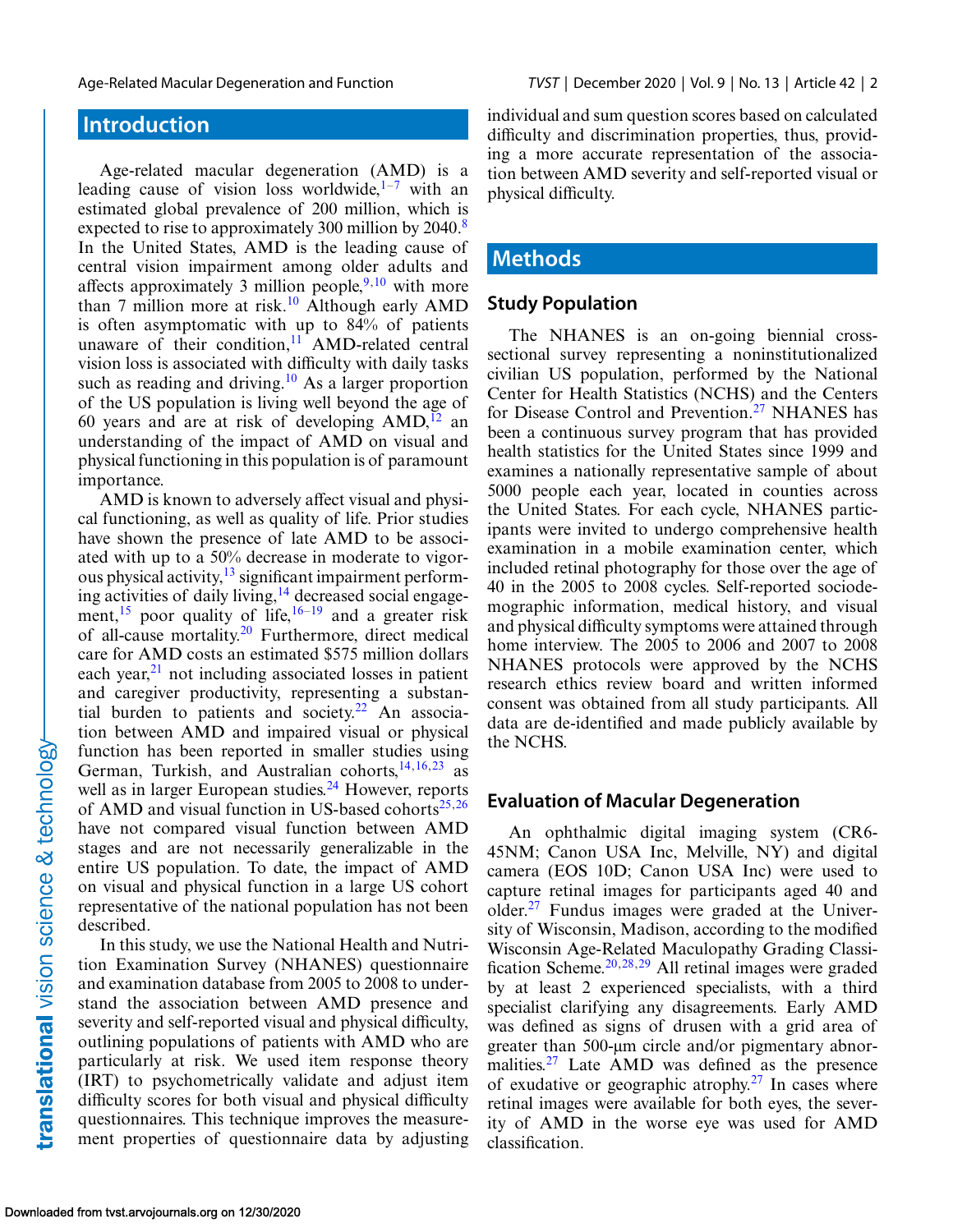## Introduction

Age-related macular degeneration (AMD) is a leading cause of vision loss worldwide,[1–7] with an estimated global prevalence of 200 million, which is expected to rise to approximately 300 million by 2040.[8] In the United States, AMD is the leading cause of central vision impairment among older adults and affects approximately 3 million people,[9,10] with more than 7 million more at risk.[10] Although early AMD is often asymptomatic with up to 84% of patients unaware of their condition,[11] AMD-related central vision loss is associated with difficulty with daily tasks such as reading and driving.[10] As a larger proportion of the US population is living well beyond the age of 60 years and are at risk of developing AMD,[12] an understanding of the impact of AMD on visual and physical functioning in this population is of paramount importance.

AMD is known to adversely affect visual and physical functioning, as well as quality of life. Prior studies have shown the presence of late AMD to be associated with up to a 50% decrease in moderate to vigorous physical activity,[13] significant impairment performing activities of daily living,[14] decreased social engagement,[15] poor quality of life,[16–19] and a greater risk of all-cause mortality.[20] Furthermore, direct medical care for AMD costs an estimated $575 million dollars each year,[21] not including associated losses in patient and caregiver productivity, representing a substantial burden to patients and society.[22] An association between AMD and impaired visual or physical function has been reported in smaller studies using German, Turkish, and Australian cohorts,[14,16,23] as well as in larger European studies.[24] However, reports of AMD and visual function in US-based cohorts[25,26] have not compared visual function between AMD stages and are not necessarily generalizable in the entire US population. To date, the impact of AMD on visual and physical function in a large US cohort representative of the national population has not been described.

In this study, we use the National Health and Nutrition Examination Survey (NHANES) questionnaire and examination database from 2005 to 2008 to understand the association between AMD presence and severity and self-reported visual and physical difficulty, outlining populations of patients with AMD who are particularly at risk. We used item response theory (IRT) to psychometrically validate and adjust item difficulty scores for both visual and physical difficulty questionnaires. This technique improves the measurement properties of questionnaire data by adjusting individual and sum question scores based on calculated difficulty and discrimination properties, thus, providing a more accurate representation of the association between AMD severity and self-reported visual or physical difficulty.

## Methods

### Study Population

The NHANES is an on-going biennial cross-sectional survey representing a noninstitutionalized civilian US population, performed by the National Center for Health Statistics (NCHS) and the Centers for Disease Control and Prevention.[27] NHANES has been a continuous survey program that has provided health statistics for the United States since 1999 and examines a nationally representative sample of about 5000 people each year, located in counties across the United States. For each cycle, NHANES participants were invited to undergo comprehensive health examination in a mobile examination center, which included retinal photography for those over the age of 40 in the 2005 to 2008 cycles. Self-reported sociodemographic information, medical history, and visual and physical difficulty symptoms were attained through home interview. The 2005 to 2006 and 2007 to 2008 NHANES protocols were approved by the NCHS research ethics review board and written informed consent was obtained from all study participants. All data are de-identified and made publicly available by the NCHS.

### Evaluation of Macular Degeneration

An ophthalmic digital imaging system (CR6-45NM; Canon USA Inc, Melville, NY) and digital camera (EOS 10D; Canon USA Inc) were used to capture retinal images for participants aged 40 and older.[27] Fundus images were graded at the University of Wisconsin, Madison, according to the modified Wisconsin Age-Related Maculopathy Grading Classification Scheme.[20,28,29] All retinal images were graded by at least 2 experienced specialists, with a third specialist clarifying any disagreements. Early AMD was defined as signs of drusen with a grid area of greater than 500-μm circle and/or pigmentary abnormalities.[27] Late AMD was defined as the presence of exudative or geographic atrophy.[27] In cases where retinal images were available for both eyes, the severity of AMD in the worse eye was used for AMD classification.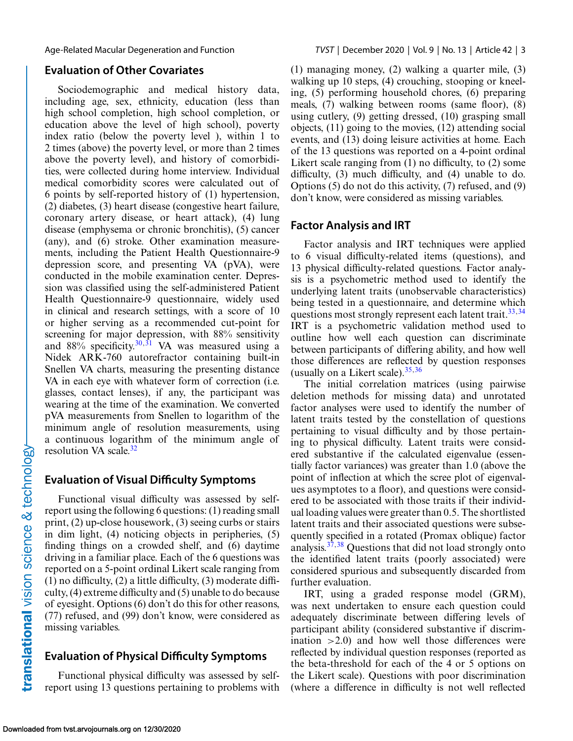## Evaluation of Other Covariates

Sociodemographic and medical history data, including age, sex, ethnicity, education (less than high school completion, high school completion, or education above the level of high school), poverty index ratio (below the poverty level ), within 1 to 2 times (above) the poverty level, or more than 2 times above the poverty level), and history of comorbidities, were collected during home interview. Individual medical comorbidity scores were calculated out of 6 points by self-reported history of (1) hypertension, (2) diabetes, (3) heart disease (congestive heart failure, coronary artery disease, or heart attack), (4) lung disease (emphysema or chronic bronchitis), (5) cancer (any), and (6) stroke. Other examination measurements, including the Patient Health Questionnaire-9 depression score, and presenting VA (pVA), were conducted in the mobile examination center. Depression was classified using the self-administered Patient Health Questionnaire-9 questionnaire, widely used in clinical and research settings, with a score of 10 or higher serving as a recommended cut-point for screening for major depression, with 88% sensitivity and 88% specificity.[30,31] VA was measured using a Nidek ARK-760 autorefractor containing built-in Snellen VA charts, measuring the presenting distance VA in each eye with whatever form of correction (i.e. glasses, contact lenses), if any, the participant was wearing at the time of the examination. We converted pVA measurements from Snellen to logarithm of the minimum angle of resolution measurements, using a continuous logarithm of the minimum angle of resolution VA scale.[32]

## Evaluation of Visual Difficulty Symptoms

Functional visual difficulty was assessed by self-report using the following 6 questions: (1) reading small print, (2) up-close housework, (3) seeing curbs or stairs in dim light, (4) noticing objects in peripheries, (5) finding things on a crowded shelf, and (6) daytime driving in a familiar place. Each of the 6 questions was reported on a 5-point ordinal Likert scale ranging from (1) no difficulty, (2) a little difficulty, (3) moderate difficulty, (4) extreme difficulty and (5) unable to do because of eyesight. Options (6) don't do this for other reasons, (77) refused, and (99) don't know, were considered as missing variables.

## Evaluation of Physical Difficulty Symptoms

Functional physical difficulty was assessed by self-report using 13 questions pertaining to problems with (1) managing money, (2) walking a quarter mile, (3) walking up 10 steps, (4) crouching, stooping or kneeling, (5) performing household chores, (6) preparing meals, (7) walking between rooms (same floor), (8) using cutlery, (9) getting dressed, (10) grasping small objects, (11) going to the movies, (12) attending social events, and (13) doing leisure activities at home. Each of the 13 questions was reported on a 4-point ordinal Likert scale ranging from (1) no difficulty, to (2) some difficulty, (3) much difficulty, and (4) unable to do. Options (5) do not do this activity, (7) refused, and (9) don't know, were considered as missing variables.

## Factor Analysis and IRT

Factor analysis and IRT techniques were applied to 6 visual difficulty-related items (questions), and 13 physical difficulty-related questions. Factor analysis is a psychometric method used to identify the underlying latent traits (unobservable characteristics) being tested in a questionnaire, and determine which questions most strongly represent each latent trait.[33,34] IRT is a psychometric validation method used to outline how well each question can discriminate between participants of differing ability, and how well those differences are reflected by question responses (usually on a Likert scale).[35,36]

The initial correlation matrices (using pairwise deletion methods for missing data) and unrotated factor analyses were used to identify the number of latent traits tested by the constellation of questions pertaining to visual difficulty and by those pertaining to physical difficulty. Latent traits were considered substantive if the calculated eigenvalue (essentially factor variances) was greater than 1.0 (above the point of inflection at which the scree plot of eigenvalues asymptotes to a floor), and questions were considered to be associated with those traits if their individual loading values were greater than 0.5. The shortlisted latent traits and their associated questions were subsequently specified in a rotated (Promax oblique) factor analysis.[37,38] Questions that did not load strongly onto the identified latent traits (poorly associated) were considered spurious and subsequently discarded from further evaluation.

IRT, using a graded response model (GRM), was next undertaken to ensure each question could adequately discriminate between differing levels of participant ability (considered substantive if discrimination $>2.0$) and how well those differences were reflected by individual question responses (reported as the beta-threshold for each of the 4 or 5 options on the Likert scale). Questions with poor discrimination (where a difference in difficulty is not well reflected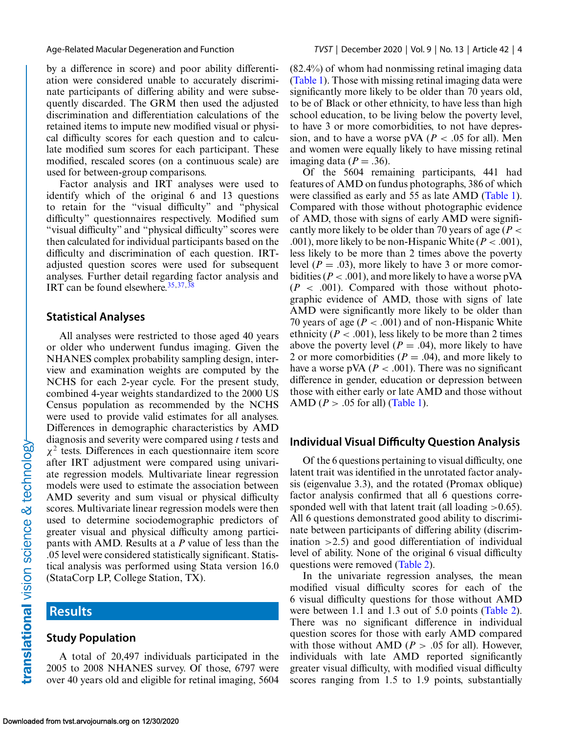by a difference in score) and poor ability differentiation were considered unable to accurately discriminate participants of differing ability and were subsequently discarded. The GRM then used the adjusted discrimination and differentiation calculations of the retained items to impute new modified visual or physical difficulty scores for each question and to calculate modified sum scores for each participant. These modified, rescaled scores (on a continuous scale) are used for between-group comparisons.

Factor analysis and IRT analyses were used to identify which of the original 6 and 13 questions to retain for the "visual difficulty" and "physical difficulty" questionnaires respectively. Modified sum "visual difficulty" and "physical difficulty" scores were then calculated for individual participants based on the difficulty and discrimination of each question. IRT-adjusted question scores were used for subsequent analyses. Further detail regarding factor analysis and IRT can be found elsewhere.[35,37,38]

## Statistical Analyses

All analyses were restricted to those aged 40 years or older who underwent fundus imaging. Given the NHANES complex probability sampling design, interview and examination weights are computed by the NCHS for each 2-year cycle. For the present study, combined 4-year weights standardized to the 2000 US Census population as recommended by the NCHS were used to provide valid estimates for all analyses. Differences in demographic characteristics by AMD diagnosis and severity were compared using *t* tests and $\chi^2$ tests. Differences in each questionnaire item score after IRT adjustment were compared using univariate regression models. Multivariate linear regression models were used to estimate the association between AMD severity and sum visual or physical difficulty scores. Multivariate linear regression models were then used to determine sociodemographic predictors of greater visual and physical difficulty among participants with AMD. Results at a *P* value of less than the .05 level were considered statistically significant. Statistical analysis was performed using Stata version 16.0 (StataCorp LP, College Station, TX).

# Results

## Study Population

A total of 20,497 individuals participated in the 2005 to 2008 NHANES survey. Of those, 6797 were over 40 years old and eligible for retinal imaging, 5604 (82.4%) of whom had nonmissing retinal imaging data (Table 1). Those with missing retinal imaging data were significantly more likely to be older than 70 years old, to be of Black or other ethnicity, to have less than high school education, to be living below the poverty level, to have 3 or more comorbidities, to not have depression, and to have a worse pVA ($P < .05$ for all). Men and women were equally likely to have missing retinal imaging data ($P = .36$).

Of the 5604 remaining participants, 441 had features of AMD on fundus photographs, 386 of which were classified as early and 55 as late AMD (Table 1). Compared with those without photographic evidence of AMD, those with signs of early AMD were significantly more likely to be older than 70 years of age ($P < .001$), more likely to be non-Hispanic White ($P < .001$), less likely to be more than 2 times above the poverty level ($P = .03$), more likely to have 3 or more comorbidities ($P < .001$), and more likely to have a worse pVA ($P < .001$). Compared with those without photographic evidence of AMD, those with signs of late AMD were significantly more likely to be older than 70 years of age ($P < .001$) and of non-Hispanic White ethnicity ($P < .001$), less likely to be more than 2 times above the poverty level ($P = .04$), more likely to have 2 or more comorbidities ($P = .04$), and more likely to have a worse pVA ($P < .001$). There was no significant difference in gender, education or depression between those with either early or late AMD and those without AMD ($P > .05$ for all) (Table 1).

## Individual Visual Difficulty Question Analysis

Of the 6 questions pertaining to visual difficulty, one latent trait was identified in the unrotated factor analysis (eigenvalue 3.3), and the rotated (Promax oblique) factor analysis confirmed that all 6 questions corresponded well with that latent trait (all loading >0.65). All 6 questions demonstrated good ability to discriminate between participants of differing ability (discrimination >2.5) and good differentiation of individual level of ability. None of the original 6 visual difficulty questions were removed (Table 2).

In the univariate regression analyses, the mean modified visual difficulty scores for each of the 6 visual difficulty questions for those without AMD were between 1.1 and 1.3 out of 5.0 points (Table 2). There was no significant difference in individual question scores for those with early AMD compared with those without AMD ($P > .05$ for all). However, individuals with late AMD reported significantly greater visual difficulty, with modified visual difficulty scores ranging from 1.5 to 1.9 points, substantially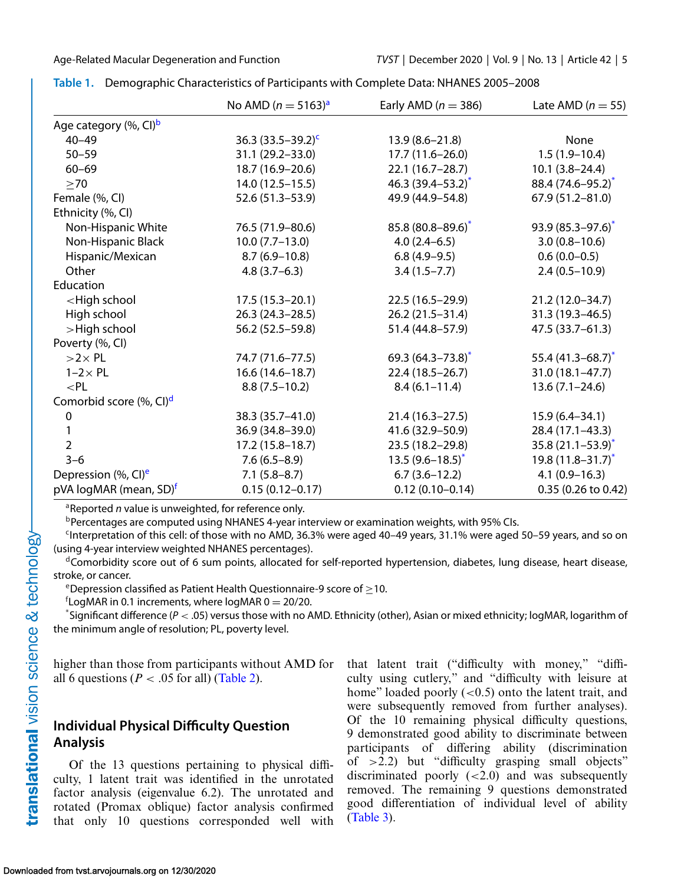**Table 1.** Demographic Characteristics of Participants with Complete Data: NHANES 2005–2008

| | No AMD ($n = 5163$)[a] | Early AMD ($n = 386$) | Late AMD ($n = 55$) |
|---|---|---|---|
| Age category (%, CI)[b] | | | |
| 40–49 | 36.3 (33.5–39.2)[c] | 13.9 (8.6–21.8) | None |
| 50–59 | 31.1 (29.2–33.0) | 17.7 (11.6–26.0) | 1.5 (1.9–10.4) |
| 60–69 | 18.7 (16.9–20.6) | 22.1 (16.7–28.7) | 10.1 (3.8–24.4) |
| ≥70 | 14.0 (12.5–15.5) | 46.3 (39.4–53.2)* | 88.4 (74.6–95.2)* |
| Female (%, CI) | 52.6 (51.3–53.9) | 49.9 (44.9–54.8) | 67.9 (51.2–81.0) |
| Ethnicity (%, CI) | | | |
| Non-Hispanic White | 76.5 (71.9–80.6) | 85.8 (80.8–89.6)* | 93.9 (85.3–97.6)* |
| Non-Hispanic Black | 10.0 (7.7–13.0) | 4.0 (2.4–6.5) | 3.0 (0.8–10.6) |
| Hispanic/Mexican | 8.7 (6.9–10.8) | 6.8 (4.9–9.5) | 0.6 (0.0–0.5) |
| Other | 4.8 (3.7–6.3) | 3.4 (1.5–7.7) | 2.4 (0.5–10.9) |
| Education | | | |
| <High school | 17.5 (15.3–20.1) | 22.5 (16.5–29.9) | 21.2 (12.0–34.7) |
| High school | 26.3 (24.3–28.5) | 26.2 (21.5–31.4) | 31.3 (19.3–46.5) |
| >High school | 56.2 (52.5–59.8) | 51.4 (44.8–57.9) | 47.5 (33.7–61.3) |
| Poverty (%, CI) | | | |
| >2× PL | 74.7 (71.6–77.5) | 69.3 (64.3–73.8)* | 55.4 (41.3–68.7)* |
| 1–2× PL | 16.6 (14.6–18.7) | 22.4 (18.5–26.7) | 31.0 (18.1–47.7) |
| <PL | 8.8 (7.5–10.2) | 8.4 (6.1–11.4) | 13.6 (7.1–24.6) |
| Comorbid score (%, CI)[d] | | | |
| 0 | 38.3 (35.7–41.0) | 21.4 (16.3–27.5) | 15.9 (6.4–34.1) |
| 1 | 36.9 (34.8–39.0) | 41.6 (32.9–50.9) | 28.4 (17.1–43.3) |
| 2 | 17.2 (15.8–18.7) | 23.5 (18.2–29.8) | 35.8 (21.1–53.9)* |
| 3–6 | 7.6 (6.5–8.9) | 13.5 (9.6–18.5)* | 19.8 (11.8–31.7)* |
| Depression (%, CI)[e] | 7.1 (5.8–8.7) | 6.7 (3.6–12.2) | 4.1 (0.9–16.3) |
| pVA logMAR (mean, SD)[f] | 0.15 (0.12–0.17) | 0.12 (0.10–0.14) | 0.35 (0.26 to 0.42) |

[a]Reported $n$ value is unweighted, for reference only.
[b]Percentages are computed using NHANES 4-year interview or examination weights, with 95% CIs.
[c]Interpretation of this cell: of those with no AMD, 36.3% were aged 40–49 years, 31.1% were aged 50–59 years, and so on (using 4-year interview weighted NHANES percentages).
[d]Comorbidity score out of 6 sum points, allocated for self-reported hypertension, diabetes, lung disease, heart disease, stroke, or cancer.
[e]Depression classified as Patient Health Questionnaire-9 score of ≥10.
[f]LogMAR in 0.1 increments, where logMAR 0 = 20/20.
*Significant difference ($P < .05$) versus those with no AMD. Ethnicity (other), Asian or mixed ethnicity; logMAR, logarithm of the minimum angle of resolution; PL, poverty level.

higher than those from participants without AMD for all 6 questions ($P < .05$ for all) (Table 2).

## Individual Physical Difficulty Question Analysis

Of the 13 questions pertaining to physical difficulty, 1 latent trait was identified in the unrotated factor analysis (eigenvalue 6.2). The unrotated and rotated (Promax oblique) factor analysis confirmed that only 10 questions corresponded well with that latent trait ("difficulty with money," "difficulty using cutlery," and "difficulty with leisure at home" loaded poorly (<0.5) onto the latent trait, and were subsequently removed from further analyses). Of the 10 remaining physical difficulty questions, 9 demonstrated good ability to discriminate between participants of differing ability (discrimination of >2.2) but "difficulty grasping small objects" discriminated poorly (<2.0) and was subsequently removed. The remaining 9 questions demonstrated good differentiation of individual level of ability (Table 3).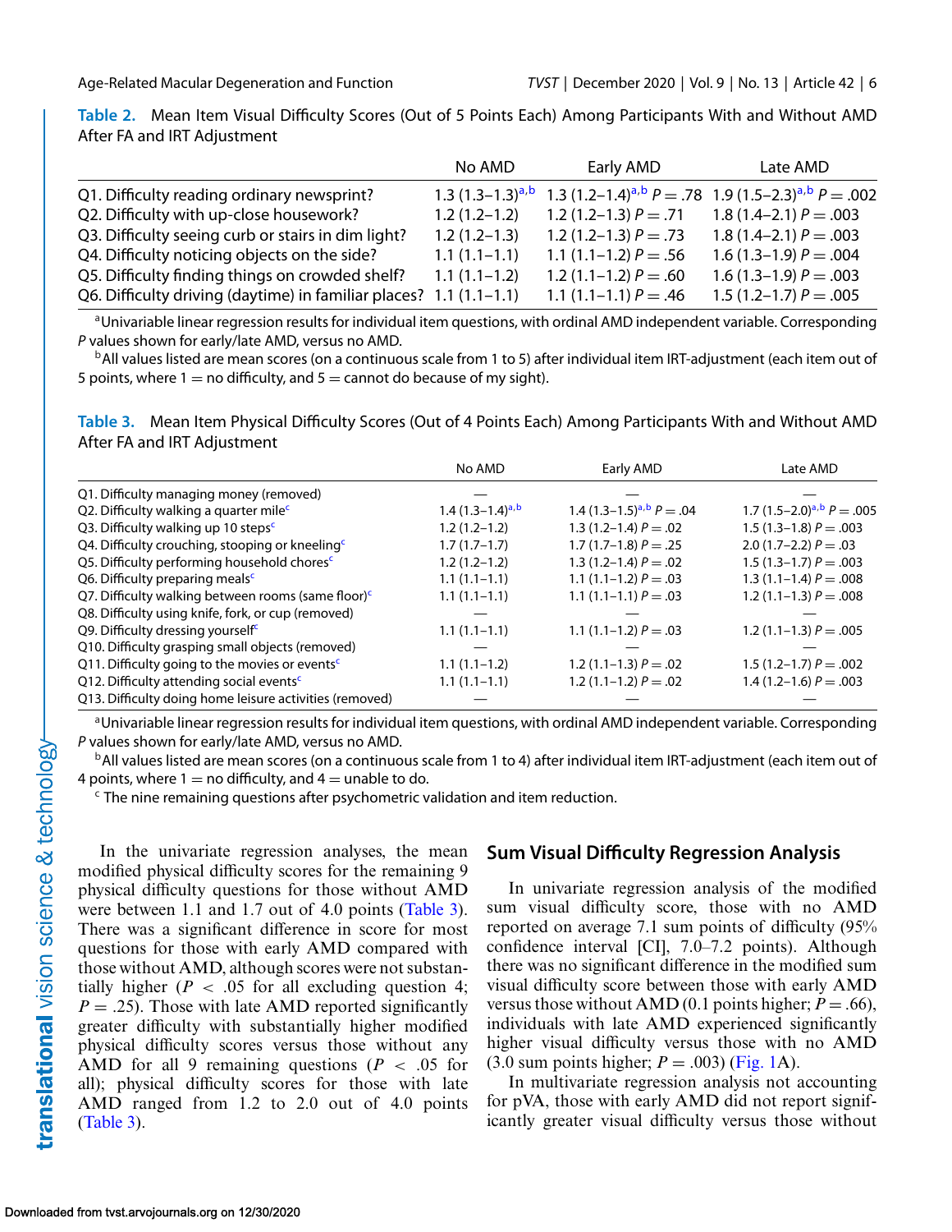**Table 2.** Mean Item Visual Difficulty Scores (Out of 5 Points Each) Among Participants With and Without AMD After FA and IRT Adjustment

| | No AMD | Early AMD | Late AMD |
|---|---|---|---|
| Q1. Difficulty reading ordinary newsprint? | 1.3 (1.3–1.3)[a,b] | 1.3 (1.2–1.4)[a,b] $P = .78$ | 1.9 (1.5–2.3)[a,b] $P = .002$ |
| Q2. Difficulty with up-close housework? | 1.2 (1.2–1.2) | 1.2 (1.2–1.3) $P = .71$ | 1.8 (1.4–2.1) $P = .003$ |
| Q3. Difficulty seeing curb or stairs in dim light? | 1.2 (1.2–1.3) | 1.2 (1.2–1.3) $P = .73$ | 1.8 (1.4–2.1) $P = .003$ |
| Q4. Difficulty noticing objects on the side? | 1.1 (1.1–1.1) | 1.1 (1.1–1.2) $P = .56$ | 1.6 (1.3–1.9) $P = .004$ |
| Q5. Difficulty finding things on crowded shelf? | 1.1 (1.1–1.2) | 1.2 (1.1–1.2) $P = .60$ | 1.6 (1.3–1.9) $P = .003$ |
| Q6. Difficulty driving (daytime) in familiar places? | 1.1 (1.1–1.1) | 1.1 (1.1–1.1) $P = .46$ | 1.5 (1.2–1.7) $P = .005$ |

[a]Univariable linear regression results for individual item questions, with ordinal AMD independent variable. Corresponding *P* values shown for early/late AMD, versus no AMD.

[b]All values listed are mean scores (on a continuous scale from 1 to 5) after individual item IRT-adjustment (each item out of 5 points, where 1 = no difficulty, and 5 = cannot do because of my sight).

**Table 3.** Mean Item Physical Difficulty Scores (Out of 4 Points Each) Among Participants With and Without AMD After FA and IRT Adjustment

| | No AMD | Early AMD | Late AMD |
|---|---|---|---|
| Q1. Difficulty managing money (removed) | — | — | — |
| Q2. Difficulty walking a quarter mile[c] | 1.4 (1.3–1.4)[a,b] | 1.4 (1.3–1.5)[a,b] $P = .04$ | 1.7 (1.5–2.0)[a,b] $P = .005$ |
| Q3. Difficulty walking up 10 steps[c] | 1.2 (1.2–1.2) | 1.3 (1.2–1.4) $P = .02$ | 1.5 (1.3–1.8) $P = .003$ |
| Q4. Difficulty crouching, stooping or kneeling[c] | 1.7 (1.7–1.7) | 1.7 (1.7–1.8) $P = .25$ | 2.0 (1.7–2.2) $P = .03$ |
| Q5. Difficulty performing household chores[c] | 1.2 (1.2–1.2) | 1.3 (1.2–1.4) $P = .02$ | 1.5 (1.3–1.7) $P = .003$ |
| Q6. Difficulty preparing meals[c] | 1.1 (1.1–1.1) | 1.1 (1.1–1.2) $P = .03$ | 1.3 (1.1–1.4) $P = .008$ |
| Q7. Difficulty walking between rooms (same floor)[c] | 1.1 (1.1–1.1) | 1.1 (1.1–1.1) $P = .03$ | 1.2 (1.1–1.3) $P = .008$ |
| Q8. Difficulty using knife, fork, or cup (removed) | — | — | — |
| Q9. Difficulty dressing yourself[c] | 1.1 (1.1–1.1) | 1.1 (1.1–1.2) $P = .03$ | 1.2 (1.1–1.3) $P = .005$ |
| Q10. Difficulty grasping small objects (removed) | — | — | — |
| Q11. Difficulty going to the movies or events[c] | 1.1 (1.1–1.2) | 1.2 (1.1–1.3) $P = .02$ | 1.5 (1.2–1.7) $P = .002$ |
| Q12. Difficulty attending social events[c] | 1.1 (1.1–1.1) | 1.2 (1.1–1.2) $P = .02$ | 1.4 (1.2–1.6) $P = .003$ |
| Q13. Difficulty doing home leisure activities (removed) | — | — | — |

[a]Univariable linear regression results for individual item questions, with ordinal AMD independent variable. Corresponding *P* values shown for early/late AMD, versus no AMD.

[b]All values listed are mean scores (on a continuous scale from 1 to 4) after individual item IRT-adjustment (each item out of 4 points, where 1 = no difficulty, and 4 = unable to do.

[c] The nine remaining questions after psychometric validation and item reduction.

In the univariate regression analyses, the mean modified physical difficulty scores for the remaining 9 physical difficulty questions for those without AMD were between 1.1 and 1.7 out of 4.0 points (Table 3). There was a significant difference in score for most questions for those with early AMD compared with those without AMD, although scores were not substantially higher ($P < .05$ for all excluding question 4; $P = .25$). Those with late AMD reported significantly greater difficulty with substantially higher modified physical difficulty scores versus those without any AMD for all 9 remaining questions ($P < .05$ for all); physical difficulty scores for those with late AMD ranged from 1.2 to 2.0 out of 4.0 points (Table 3).

## Sum Visual Difficulty Regression Analysis

In univariate regression analysis of the modified sum visual difficulty score, those with no AMD reported on average 7.1 sum points of difficulty (95% confidence interval [CI], 7.0–7.2 points). Although there was no significant difference in the modified sum visual difficulty score between those with early AMD versus those without AMD (0.1 points higher; $P = .66$), individuals with late AMD experienced significantly higher visual difficulty versus those with no AMD (3.0 sum points higher; $P = .003$) (Fig. 1A).

In multivariate regression analysis not accounting for pVA, those with early AMD did not report significantly greater visual difficulty versus those without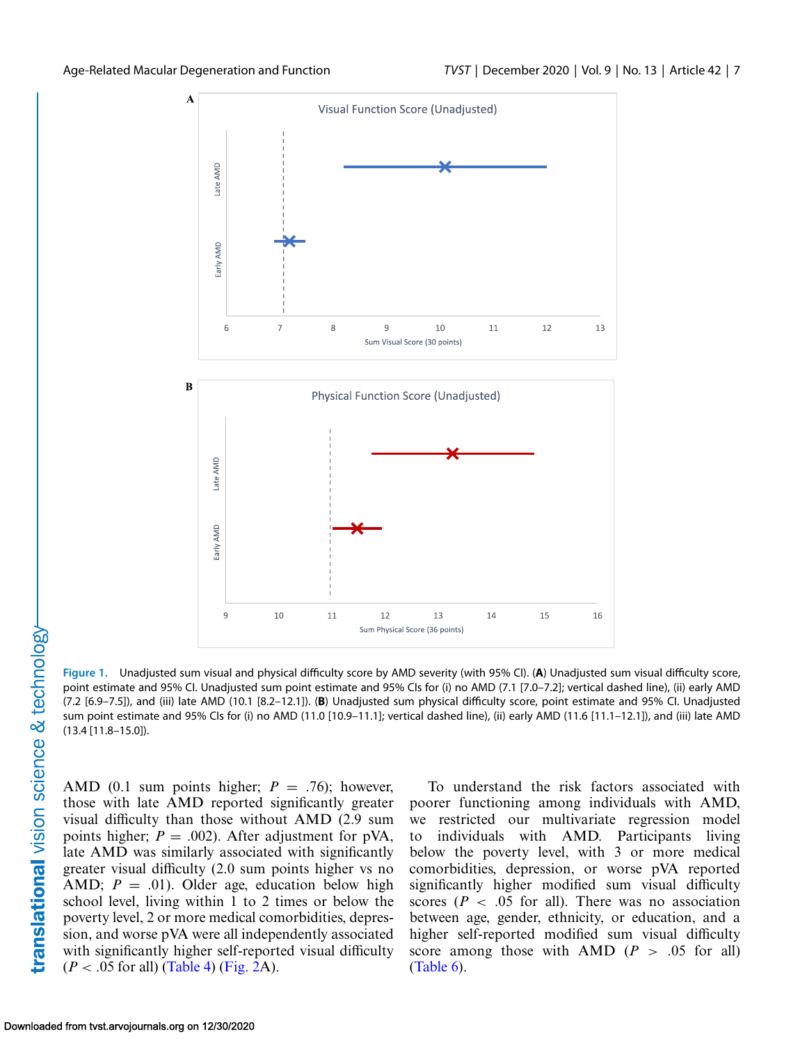Figure 1. Unadjusted sum visual and physical difficulty score by AMD severity (with 95% CI). (**A**) Unadjusted sum visual difficulty score, point estimate and 95% CI. Unadjusted sum point estimate and 95% CIs for (i) no AMD (7.1 [7.0–7.2]; vertical dashed line), (ii) early AMD (7.2 [6.9–7.5]), and (iii) late AMD (10.1 [8.2–12.1]). (**B**) Unadjusted sum physical difficulty score, point estimate and 95% CI. Unadjusted sum point estimate and 95% CIs for (i) no AMD (11.0 [10.9–11.1]; vertical dashed line), (ii) early AMD (11.6 [11.1–12.1]), and (iii) late AMD (13.4 [11.8–15.0]).

AMD (0.1 sum points higher; $P = .76$); however, those with late AMD reported significantly greater visual difficulty than those without AMD (2.9 sum points higher; $P = .002$). After adjustment for pVA, late AMD was similarly associated with significantly greater visual difficulty (2.0 sum points higher vs no AMD; $P = .01$). Older age, education below high school level, living within 1 to 2 times or below the poverty level, 2 or more medical comorbidities, depression, and worse pVA were all independently associated with significantly higher self-reported visual difficulty ($P < .05$ for all) (Table 4) (Fig. 2A).

To understand the risk factors associated with poorer functioning among individuals with AMD, we restricted our multivariate regression model to individuals with AMD. Participants living below the poverty level, with 3 or more medical comorbidities, depression, or worse pVA reported significantly higher modified sum visual difficulty scores ($P < .05$ for all). There was no association between age, gender, ethnicity, or education, and a higher self-reported modified sum visual difficulty score among those with AMD ($P > .05$ for all) (Table 6).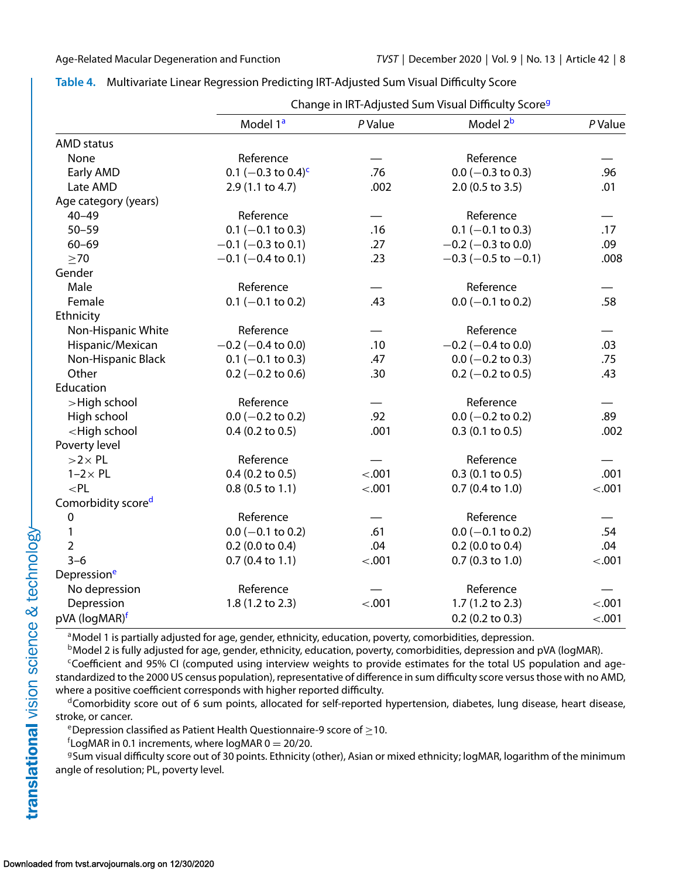**Table 4.** Multivariate Linear Regression Predicting IRT-Adjusted Sum Visual Difficulty Score

| | Change in IRT-Adjusted Sum Visual Difficulty Score[g] | | | |
|---|---|---|---|---|
| | Model 1[a] | *P* Value | Model 2[b] | *P* Value |
| AMD status | | | | |
| None | Reference | — | Reference | — |
| Early AMD | 0.1 (−0.3 to 0.4)[c] | .76 | 0.0 (−0.3 to 0.3) | .96 |
| Late AMD | 2.9 (1.1 to 4.7) | .002 | 2.0 (0.5 to 3.5) | .01 |
| Age category (years) | | | | |
| 40–49 | Reference | — | Reference | — |
| 50–59 | 0.1 (−0.1 to 0.3) | .16 | 0.1 (−0.1 to 0.3) | .17 |
| 60–69 | −0.1 (−0.3 to 0.1) | .27 | −0.2 (−0.3 to 0.0) | .09 |
| ≥70 | −0.1 (−0.4 to 0.1) | .23 | −0.3 (−0.5 to −0.1) | .008 |
| Gender | | | | |
| Male | Reference | — | Reference | — |
| Female | 0.1 (−0.1 to 0.2) | .43 | 0.0 (−0.1 to 0.2) | .58 |
| Ethnicity | | | | |
| Non-Hispanic White | Reference | — | Reference | — |
| Hispanic/Mexican | −0.2 (−0.4 to 0.0) | .10 | −0.2 (−0.4 to 0.0) | .03 |
| Non-Hispanic Black | 0.1 (−0.1 to 0.3) | .47 | 0.0 (−0.2 to 0.3) | .75 |
| Other | 0.2 (−0.2 to 0.6) | .30 | 0.2 (−0.2 to 0.5) | .43 |
| Education | | | | |
| >High school | Reference | — | Reference | — |
| High school | 0.0 (−0.2 to 0.2) | .92 | 0.0 (−0.2 to 0.2) | .89 |
| <High school | 0.4 (0.2 to 0.5) | .001 | 0.3 (0.1 to 0.5) | .002 |
| Poverty level | | | | |
| >2× PL | Reference | — | Reference | — |
| 1–2× PL | 0.4 (0.2 to 0.5) | <.001 | 0.3 (0.1 to 0.5) | .001 |
| <PL | 0.8 (0.5 to 1.1) | <.001 | 0.7 (0.4 to 1.0) | <.001 |
| Comorbidity score[d] | | | | |
| 0 | Reference | — | Reference | — |
| 1 | 0.0 (−0.1 to 0.2) | .61 | 0.0 (−0.1 to 0.2) | .54 |
| 2 | 0.2 (0.0 to 0.4) | .04 | 0.2 (0.0 to 0.4) | .04 |
| 3–6 | 0.7 (0.4 to 1.1) | <.001 | 0.7 (0.3 to 1.0) | <.001 |
| Depression[e] | | | | |
| No depression | Reference | — | Reference | — |
| Depression | 1.8 (1.2 to 2.3) | <.001 | 1.7 (1.2 to 2.3) | <.001 |
| pVA (logMAR)[f] | | | 0.2 (0.2 to 0.3) | <.001 |

[a]Model 1 is partially adjusted for age, gender, ethnicity, education, poverty, comorbidities, depression.

[b]Model 2 is fully adjusted for age, gender, ethnicity, education, poverty, comorbidities, depression and pVA (logMAR).

[c]Coefficient and 95% CI (computed using interview weights to provide estimates for the total US population and age-standardized to the 2000 US census population), representative of difference in sum difficulty score versus those with no AMD, where a positive coefficient corresponds with higher reported difficulty.

[d]Comorbidity score out of 6 sum points, allocated for self-reported hypertension, diabetes, lung disease, heart disease, stroke, or cancer.

[e]Depression classified as Patient Health Questionnaire-9 score of ≥10.

[f]LogMAR in 0.1 increments, where logMAR 0 = 20/20.

[g]Sum visual difficulty score out of 30 points. Ethnicity (other), Asian or mixed ethnicity; logMAR, logarithm of the minimum angle of resolution; PL, poverty level.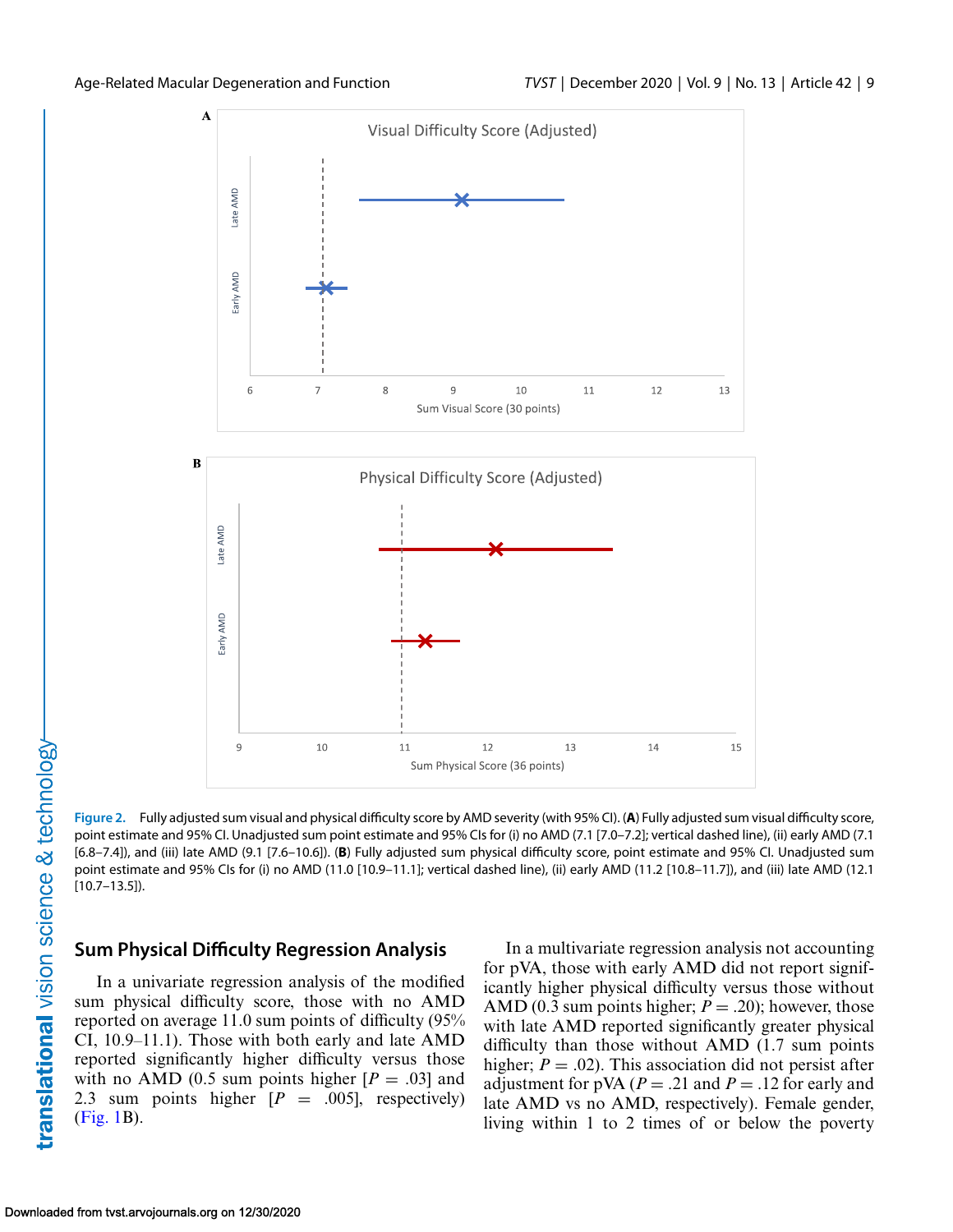**Figure 2.** Fully adjusted sum visual and physical difficulty score by AMD severity (with 95% CI). (**A**) Fully adjusted sum visual difficulty score, point estimate and 95% CI. Unadjusted sum point estimate and 95% CIs for (i) no AMD (7.1 [7.0–7.2]; vertical dashed line), (ii) early AMD (7.1 [6.8–7.4]), and (iii) late AMD (9.1 [7.6–10.6]). (**B**) Fully adjusted sum physical difficulty score, point estimate and 95% CI. Unadjusted sum point estimate and 95% CIs for (i) no AMD (11.0 [10.9–11.1]; vertical dashed line), (ii) early AMD (11.2 [10.8–11.7]), and (iii) late AMD (12.1 [10.7–13.5]).

## Sum Physical Difficulty Regression Analysis

In a univariate regression analysis of the modified sum physical difficulty score, those with no AMD reported on average 11.0 sum points of difficulty (95% CI, 10.9–11.1). Those with both early and late AMD reported significantly higher difficulty versus those with no AMD (0.5 sum points higher [$P = .03$] and 2.3 sum points higher [$P = .005$], respectively) (Fig. 1B).

In a multivariate regression analysis not accounting for pVA, those with early AMD did not report significantly higher physical difficulty versus those without AMD (0.3 sum points higher; $P = .20$); however, those with late AMD reported significantly greater physical difficulty than those without AMD (1.7 sum points higher; $P = .02$). This association did not persist after adjustment for pVA ($P = .21$ and $P = .12$ for early and late AMD vs no AMD, respectively). Female gender, living within 1 to 2 times of or below the poverty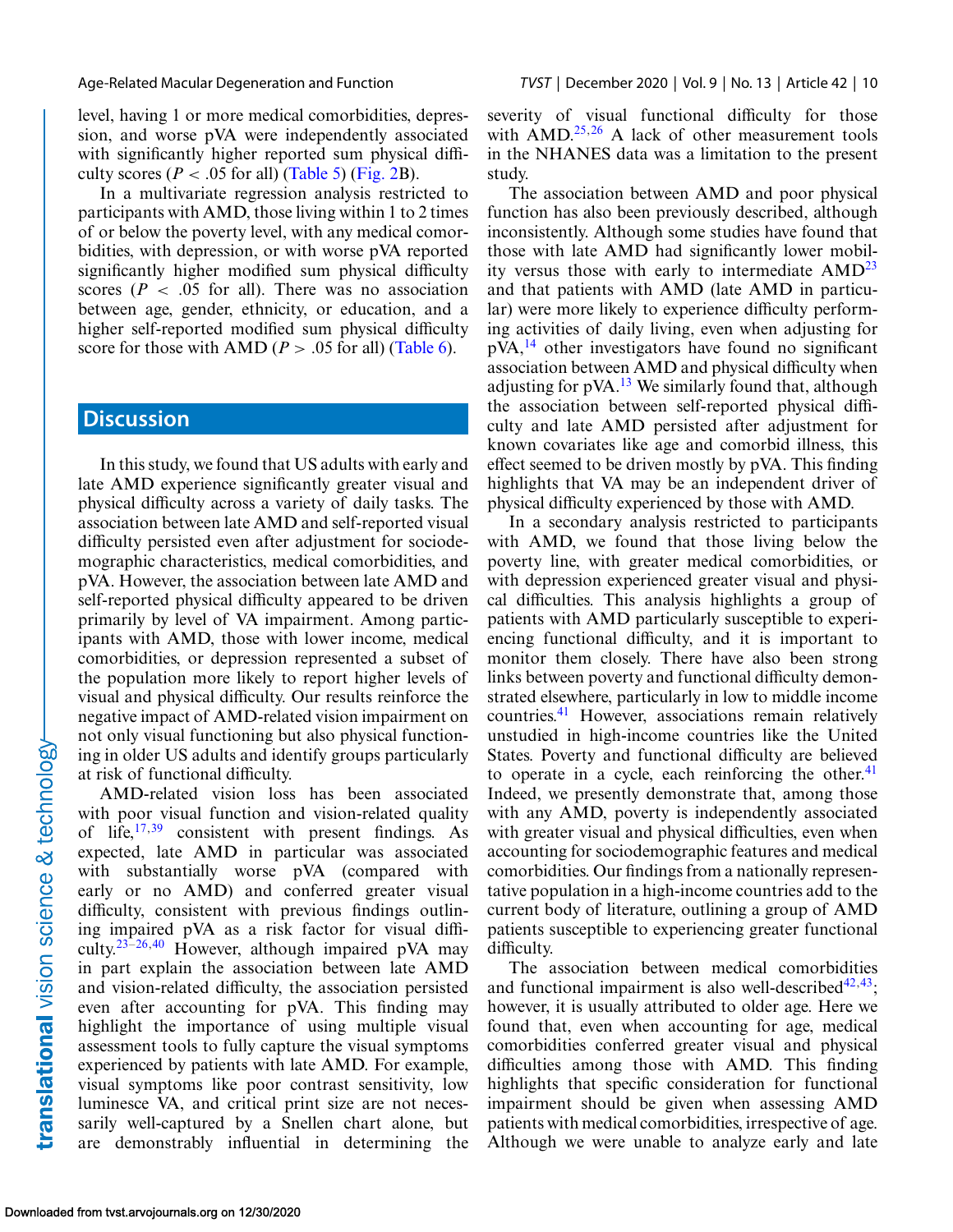level, having 1 or more medical comorbidities, depression, and worse pVA were independently associated with significantly higher reported sum physical difficulty scores ($P < .05$ for all) (Table 5) (Fig. 2B).

In a multivariate regression analysis restricted to participants with AMD, those living within 1 to 2 times of or below the poverty level, with any medical comorbidities, with depression, or with worse pVA reported significantly higher modified sum physical difficulty scores ($P < .05$ for all). There was no association between age, gender, ethnicity, or education, and a higher self-reported modified sum physical difficulty score for those with AMD ($P > .05$ for all) (Table 6).

## Discussion

In this study, we found that US adults with early and late AMD experience significantly greater visual and physical difficulty across a variety of daily tasks. The association between late AMD and self-reported visual difficulty persisted even after adjustment for sociodemographic characteristics, medical comorbidities, and pVA. However, the association between late AMD and self-reported physical difficulty appeared to be driven primarily by level of VA impairment. Among participants with AMD, those with lower income, medical comorbidities, or depression represented a subset of the population more likely to report higher levels of visual and physical difficulty. Our results reinforce the negative impact of AMD-related vision impairment on not only visual functioning but also physical functioning in older US adults and identify groups particularly at risk of functional difficulty.

AMD-related vision loss has been associated with poor visual function and vision-related quality of life,[17,39] consistent with present findings. As expected, late AMD in particular was associated with substantially worse pVA (compared with early or no AMD) and conferred greater visual difficulty, consistent with previous findings outlining impaired pVA as a risk factor for visual difficulty.[23–26,40] However, although impaired pVA may in part explain the association between late AMD and vision-related difficulty, the association persisted even after accounting for pVA. This finding may highlight the importance of using multiple visual assessment tools to fully capture the visual symptoms experienced by patients with late AMD. For example, visual symptoms like poor contrast sensitivity, low luminesce VA, and critical print size are not necessarily well-captured by a Snellen chart alone, but are demonstrably influential in determining the severity of visual functional difficulty for those with AMD.[25,26] A lack of other measurement tools in the NHANES data was a limitation to the present study.

The association between AMD and poor physical function has also been previously described, although inconsistently. Although some studies have found that those with late AMD had significantly lower mobility versus those with early to intermediate AMD[23] and that patients with AMD (late AMD in particular) were more likely to experience difficulty performing activities of daily living, even when adjusting for pVA,[14] other investigators have found no significant association between AMD and physical difficulty when adjusting for pVA.[13] We similarly found that, although the association between self-reported physical difficulty and late AMD persisted after adjustment for known covariates like age and comorbid illness, this effect seemed to be driven mostly by pVA. This finding highlights that VA may be an independent driver of physical difficulty experienced by those with AMD.

In a secondary analysis restricted to participants with AMD, we found that those living below the poverty line, with greater medical comorbidities, or with depression experienced greater visual and physical difficulties. This analysis highlights a group of patients with AMD particularly susceptible to experiencing functional difficulty, and it is important to monitor them closely. There have also been strong links between poverty and functional difficulty demonstrated elsewhere, particularly in low to middle income countries.[41] However, associations remain relatively unstudied in high-income countries like the United States. Poverty and functional difficulty are believed to operate in a cycle, each reinforcing the other.[41] Indeed, we presently demonstrate that, among those with any AMD, poverty is independently associated with greater visual and physical difficulties, even when accounting for sociodemographic features and medical comorbidities. Our findings from a nationally representative population in a high-income countries add to the current body of literature, outlining a group of AMD patients susceptible to experiencing greater functional difficulty.

The association between medical comorbidities and functional impairment is also well-described[42,43]; however, it is usually attributed to older age. Here we found that, even when accounting for age, medical comorbidities conferred greater visual and physical difficulties among those with AMD. This finding highlights that specific consideration for functional impairment should be given when assessing AMD patients with medical comorbidities, irrespective of age. Although we were unable to analyze early and late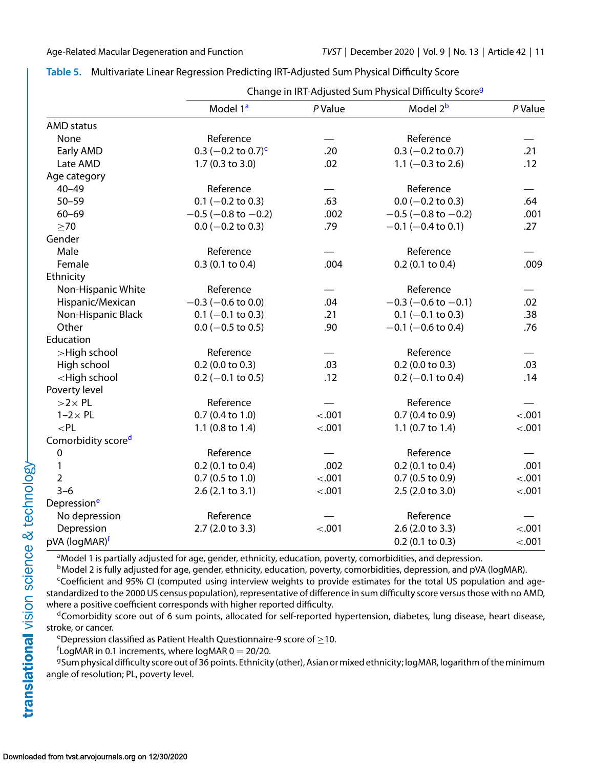**Table 5.** Multivariate Linear Regression Predicting IRT-Adjusted Sum Physical Difficulty Score

| | Change in IRT-Adjusted Sum Physical Difficulty Score[g] | | | |
|---|---|---|---|---|
| | Model 1[a] | *P* Value | Model 2[b] | *P* Value |
| AMD status | | | | |
| None | Reference | — | Reference | — |
| Early AMD | 0.3 (−0.2 to 0.7)[c] | .20 | 0.3 (−0.2 to 0.7) | .21 |
| Late AMD | 1.7 (0.3 to 3.0) | .02 | 1.1 (−0.3 to 2.6) | .12 |
| Age category | | | | |
| 40–49 | Reference | — | Reference | — |
| 50–59 | 0.1 (−0.2 to 0.3) | .63 | 0.0 (−0.2 to 0.3) | .64 |
| 60–69 | −0.5 (−0.8 to −0.2) | .002 | −0.5 (−0.8 to −0.2) | .001 |
| ≥70 | 0.0 (−0.2 to 0.3) | .79 | −0.1 (−0.4 to 0.1) | .27 |
| Gender | | | | |
| Male | Reference | — | Reference | — |
| Female | 0.3 (0.1 to 0.4) | .004 | 0.2 (0.1 to 0.4) | .009 |
| Ethnicity | | | | |
| Non-Hispanic White | Reference | — | Reference | — |
| Hispanic/Mexican | −0.3 (−0.6 to 0.0) | .04 | −0.3 (−0.6 to −0.1) | .02 |
| Non-Hispanic Black | 0.1 (−0.1 to 0.3) | .21 | 0.1 (−0.1 to 0.3) | .38 |
| Other | 0.0 (−0.5 to 0.5) | .90 | −0.1 (−0.6 to 0.4) | .76 |
| Education | | | | |
| >High school | Reference | — | Reference | — |
| High school | 0.2 (0.0 to 0.3) | .03 | 0.2 (0.0 to 0.3) | .03 |
| <High school | 0.2 (−0.1 to 0.5) | .12 | 0.2 (−0.1 to 0.4) | .14 |
| Poverty level | | | | |
| >2× PL | Reference | — | Reference | — |
| 1–2× PL | 0.7 (0.4 to 1.0) | <.001 | 0.7 (0.4 to 0.9) | <.001 |
| <PL | 1.1 (0.8 to 1.4) | <.001 | 1.1 (0.7 to 1.4) | <.001 |
| Comorbidity score[d] | | | | |
| 0 | Reference | — | Reference | — |
| 1 | 0.2 (0.1 to 0.4) | .002 | 0.2 (0.1 to 0.4) | .001 |
| 2 | 0.7 (0.5 to 1.0) | <.001 | 0.7 (0.5 to 0.9) | <.001 |
| 3–6 | 2.6 (2.1 to 3.1) | <.001 | 2.5 (2.0 to 3.0) | <.001 |
| Depression[e] | | | | |
| No depression | Reference | — | Reference | — |
| Depression | 2.7 (2.0 to 3.3) | <.001 | 2.6 (2.0 to 3.3) | <.001 |
| pVA (logMAR)[f] | | | 0.2 (0.1 to 0.3) | <.001 |

[a]Model 1 is partially adjusted for age, gender, ethnicity, education, poverty, comorbidities, and depression.

[b]Model 2 is fully adjusted for age, gender, ethnicity, education, poverty, comorbidities, depression, and pVA (logMAR).

[c]Coefficient and 95% CI (computed using interview weights to provide estimates for the total US population and age-standardized to the 2000 US census population), representative of difference in sum difficulty score versus those with no AMD, where a positive coefficient corresponds with higher reported difficulty.

[d]Comorbidity score out of 6 sum points, allocated for self-reported hypertension, diabetes, lung disease, heart disease, stroke, or cancer.

[e]Depression classified as Patient Health Questionnaire-9 score of ≥10.

[f]LogMAR in 0.1 increments, where logMAR 0 = 20/20.

[g]Sum physical difficulty score out of 36 points. Ethnicity (other), Asian or mixed ethnicity; logMAR, logarithm of the minimum angle of resolution; PL, poverty level.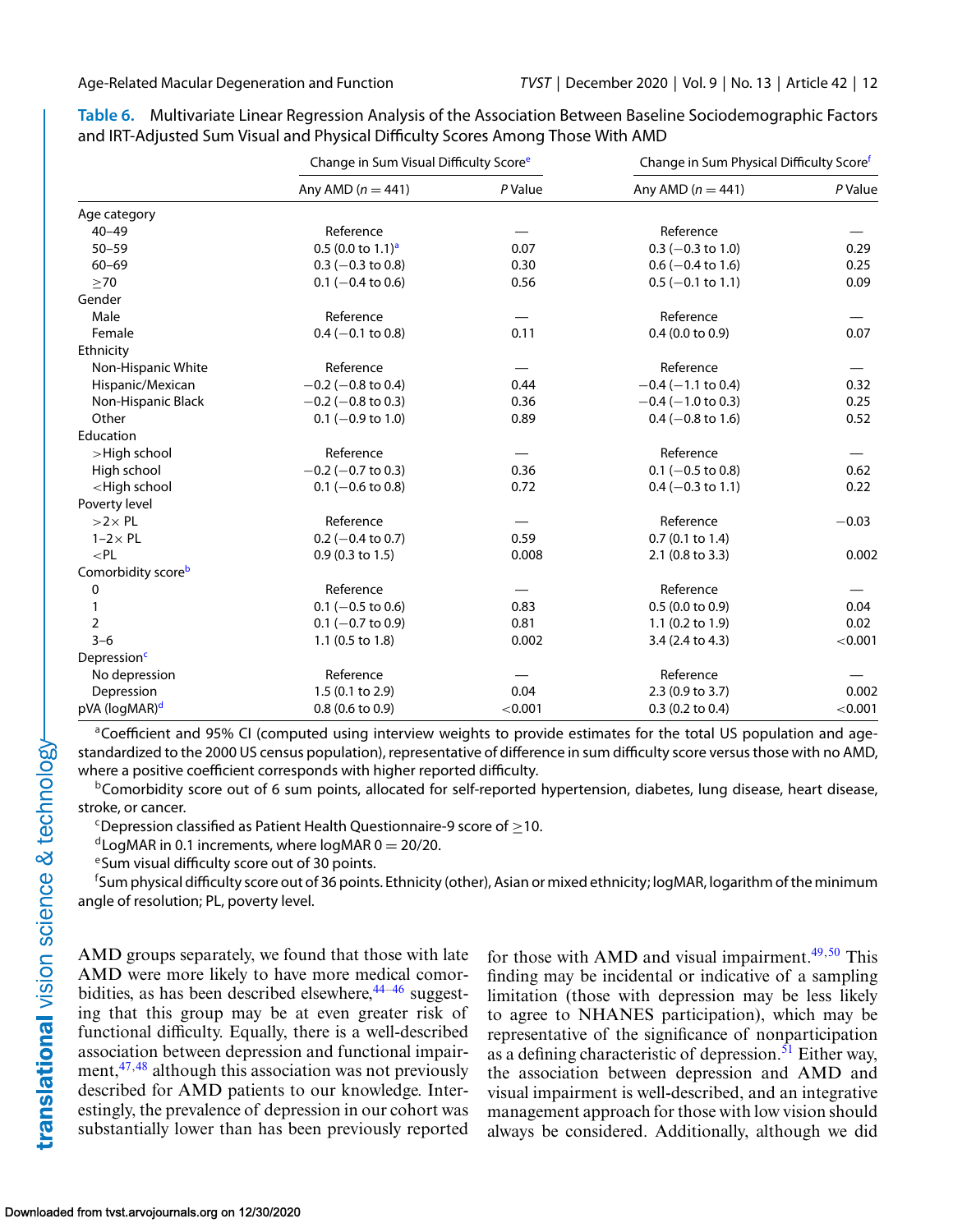**Table 6.** Multivariate Linear Regression Analysis of the Association Between Baseline Sociodemographic Factors and IRT-Adjusted Sum Visual and Physical Difficulty Scores Among Those With AMD

| | Change in Sum Visual Difficulty Score[e] | | Change in Sum Physical Difficulty Score[f] | |
|---|---|---|---|---|
| | Any AMD ($n = 441$) | *P* Value | Any AMD ($n = 441$) | *P* Value |
| Age category | | | | |
| 40–49 | Reference | — | Reference | — |
| 50–59 | 0.5 (0.0 to 1.1)[a] | 0.07 | 0.3 (−0.3 to 1.0) | 0.29 |
| 60–69 | 0.3 (−0.3 to 0.8) | 0.30 | 0.6 (−0.4 to 1.6) | 0.25 |
| ≥70 | 0.1 (−0.4 to 0.6) | 0.56 | 0.5 (−0.1 to 1.1) | 0.09 |
| Gender | | | | |
| Male | Reference | — | Reference | — |
| Female | 0.4 (−0.1 to 0.8) | 0.11 | 0.4 (0.0 to 0.9) | 0.07 |
| Ethnicity | | | | |
| Non-Hispanic White | Reference | — | Reference | — |
| Hispanic/Mexican | −0.2 (−0.8 to 0.4) | 0.44 | −0.4 (−1.1 to 0.4) | 0.32 |
| Non-Hispanic Black | −0.2 (−0.8 to 0.3) | 0.36 | −0.4 (−1.0 to 0.3) | 0.25 |
| Other | 0.1 (−0.9 to 1.0) | 0.89 | 0.4 (−0.8 to 1.6) | 0.52 |
| Education | | | | |
| >High school | Reference | — | Reference | — |
| High school | −0.2 (−0.7 to 0.3) | 0.36 | 0.1 (−0.5 to 0.8) | 0.62 |
| <High school | 0.1 (−0.6 to 0.8) | 0.72 | 0.4 (−0.3 to 1.1) | 0.22 |
| Poverty level | | | | |
| >2× PL | Reference | — | Reference | −0.03 |
| 1–2× PL | 0.2 (−0.4 to 0.7) | 0.59 | 0.7 (0.1 to 1.4) | |
| <PL | 0.9 (0.3 to 1.5) | 0.008 | 2.1 (0.8 to 3.3) | 0.002 |
| Comorbidity score[b] | | | | |
| 0 | Reference | — | Reference | — |
| 1 | 0.1 (−0.5 to 0.6) | 0.83 | 0.5 (0.0 to 0.9) | 0.04 |
| 2 | 0.1 (−0.7 to 0.9) | 0.81 | 1.1 (0.2 to 1.9) | 0.02 |
| 3–6 | 1.1 (0.5 to 1.8) | 0.002 | 3.4 (2.4 to 4.3) | <0.001 |
| Depression[c] | | | | |
| No depression | Reference | — | Reference | — |
| Depression | 1.5 (0.1 to 2.9) | 0.04 | 2.3 (0.9 to 3.7) | 0.002 |
| pVA (logMAR)[d] | 0.8 (0.6 to 0.9) | <0.001 | 0.3 (0.2 to 0.4) | <0.001 |

[a]Coefficient and 95% CI (computed using interview weights to provide estimates for the total US population and age-standardized to the 2000 US census population), representative of difference in sum difficulty score versus those with no AMD, where a positive coefficient corresponds with higher reported difficulty.
[b]Comorbidity score out of 6 sum points, allocated for self-reported hypertension, diabetes, lung disease, heart disease, stroke, or cancer.
[c]Depression classified as Patient Health Questionnaire-9 score of ≥10.
[d]LogMAR in 0.1 increments, where logMAR 0 = 20/20.
[e]Sum visual difficulty score out of 30 points.
[f]Sum physical difficulty score out of 36 points. Ethnicity (other), Asian or mixed ethnicity; logMAR, logarithm of the minimum angle of resolution; PL, poverty level.

AMD groups separately, we found that those with late AMD were more likely to have more medical comorbidities, as has been described elsewhere,[44–46] suggesting that this group may be at even greater risk of functional difficulty. Equally, there is a well-described association between depression and functional impairment,[47,48] although this association was not previously described for AMD patients to our knowledge. Interestingly, the prevalence of depression in our cohort was substantially lower than has been previously reported for those with AMD and visual impairment.[49,50] This finding may be incidental or indicative of a sampling limitation (those with depression may be less likely to agree to NHANES participation), which may be representative of the significance of nonparticipation as a defining characteristic of depression.[51] Either way, the association between depression and AMD and visual impairment is well-described, and an integrative management approach for those with low vision should always be considered. Additionally, although we did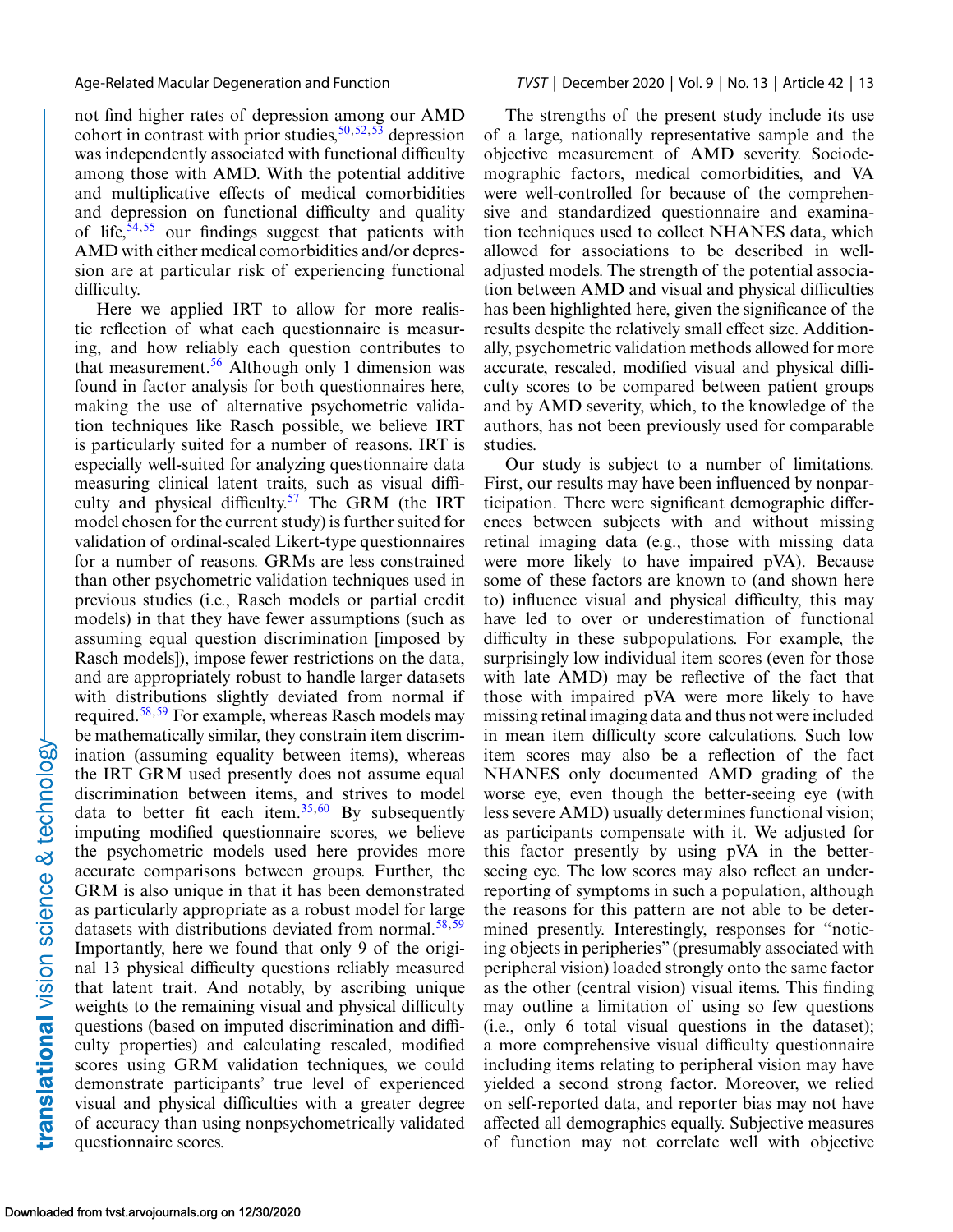not find higher rates of depression among our AMD cohort in contrast with prior studies,[50,52,53] depression was independently associated with functional difficulty among those with AMD. With the potential additive and multiplicative effects of medical comorbidities and depression on functional difficulty and quality of life,[54,55] our findings suggest that patients with AMD with either medical comorbidities and/or depression are at particular risk of experiencing functional difficulty.

Here we applied IRT to allow for more realistic reflection of what each questionnaire is measuring, and how reliably each question contributes to that measurement.[56] Although only 1 dimension was found in factor analysis for both questionnaires here, making the use of alternative psychometric validation techniques like Rasch possible, we believe IRT is particularly suited for a number of reasons. IRT is especially well-suited for analyzing questionnaire data measuring clinical latent traits, such as visual difficulty and physical difficulty.[57] The GRM (the IRT model chosen for the current study) is further suited for validation of ordinal-scaled Likert-type questionnaires for a number of reasons. GRMs are less constrained than other psychometric validation techniques used in previous studies (i.e., Rasch models or partial credit models) in that they have fewer assumptions (such as assuming equal question discrimination [imposed by Rasch models]), impose fewer restrictions on the data, and are appropriately robust to handle larger datasets with distributions slightly deviated from normal if required.[58,59] For example, whereas Rasch models may be mathematically similar, they constrain item discrimination (assuming equality between items), whereas the IRT GRM used presently does not assume equal discrimination between items, and strives to model data to better fit each item.[35,60] By subsequently imputing modified questionnaire scores, we believe the psychometric models used here provides more accurate comparisons between groups. Further, the GRM is also unique in that it has been demonstrated as particularly appropriate as a robust model for large datasets with distributions deviated from normal.[58,59] Importantly, here we found that only 9 of the original 13 physical difficulty questions reliably measured that latent trait. And notably, by ascribing unique weights to the remaining visual and physical difficulty questions (based on imputed discrimination and difficulty properties) and calculating rescaled, modified scores using GRM validation techniques, we could demonstrate participants' true level of experienced visual and physical difficulties with a greater degree of accuracy than using nonpsychometrically validated questionnaire scores.

The strengths of the present study include its use of a large, nationally representative sample and the objective measurement of AMD severity. Sociodemographic factors, medical comorbidities, and VA were well-controlled for because of the comprehensive and standardized questionnaire and examination techniques used to collect NHANES data, which allowed for associations to be described in well-adjusted models. The strength of the potential association between AMD and visual and physical difficulties has been highlighted here, given the significance of the results despite the relatively small effect size. Additionally, psychometric validation methods allowed for more accurate, rescaled, modified visual and physical difficulty scores to be compared between patient groups and by AMD severity, which, to the knowledge of the authors, has not been previously used for comparable studies.

Our study is subject to a number of limitations. First, our results may have been influenced by nonparticipation. There were significant demographic differences between subjects with and without missing retinal imaging data (e.g., those with missing data were more likely to have impaired pVA). Because some of these factors are known to (and shown here to) influence visual and physical difficulty, this may have led to over or underestimation of functional difficulty in these subpopulations. For example, the surprisingly low individual item scores (even for those with late AMD) may be reflective of the fact that those with impaired pVA were more likely to have missing retinal imaging data and thus not were included in mean item difficulty score calculations. Such low item scores may also be a reflection of the fact NHANES only documented AMD grading of the worse eye, even though the better-seeing eye (with less severe AMD) usually determines functional vision; as participants compensate with it. We adjusted for this factor presently by using pVA in the better-seeing eye. The low scores may also reflect an underreporting of symptoms in such a population, although the reasons for this pattern are not able to be determined presently. Interestingly, responses for "noticing objects in peripheries" (presumably associated with peripheral vision) loaded strongly onto the same factor as the other (central vision) visual items. This finding may outline a limitation of using so few questions (i.e., only 6 total visual questions in the dataset); a more comprehensive visual difficulty questionnaire including items relating to peripheral vision may have yielded a second strong factor. Moreover, we relied on self-reported data, and reporter bias may not have affected all demographics equally. Subjective measures of function may not correlate well with objective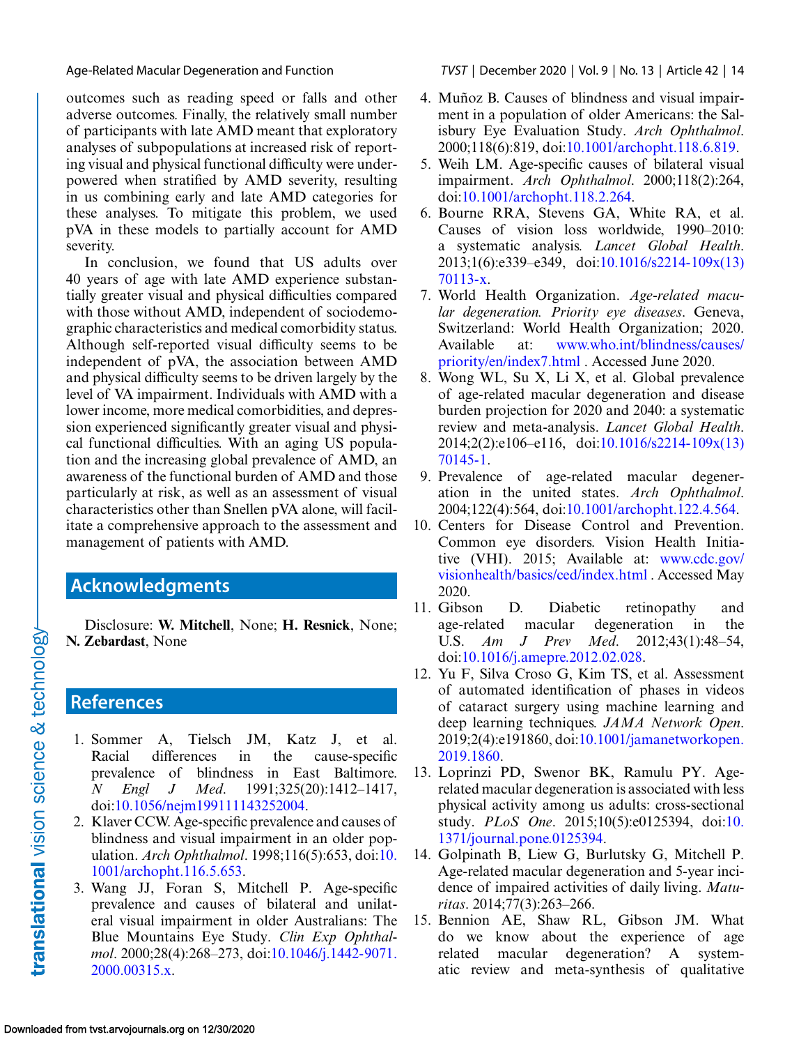outcomes such as reading speed or falls and other adverse outcomes. Finally, the relatively small number of participants with late AMD meant that exploratory analyses of subpopulations at increased risk of reporting visual and physical functional difficulty were underpowered when stratified by AMD severity, resulting in us combining early and late AMD categories for these analyses. To mitigate this problem, we used pVA in these models to partially account for AMD severity.

In conclusion, we found that US adults over 40 years of age with late AMD experience substantially greater visual and physical difficulties compared with those without AMD, independent of sociodemographic characteristics and medical comorbidity status. Although self-reported visual difficulty seems to be independent of pVA, the association between AMD and physical difficulty seems to be driven largely by the level of VA impairment. Individuals with AMD with a lower income, more medical comorbidities, and depression experienced significantly greater visual and physical functional difficulties. With an aging US population and the increasing global prevalence of AMD, an awareness of the functional burden of AMD and those particularly at risk, as well as an assessment of visual characteristics other than Snellen pVA alone, will facilitate a comprehensive approach to the assessment and management of patients with AMD.

## Acknowledgments

Disclosure: **W. Mitchell**, None; **H. Resnick**, None; **N. Zebardast**, None

## References

1. Sommer A, Tielsch JM, Katz J, et al. Racial differences in the cause-specific prevalence of blindness in East Baltimore. *N Engl J Med*. 1991;325(20):1412–1417, doi:10.1056/nejm199111143252004.
2. Klaver CCW. Age-specific prevalence and causes of blindness and visual impairment in an older population. *Arch Ophthalmol*. 1998;116(5):653, doi:10.1001/archopht.116.5.653.
3. Wang JJ, Foran S, Mitchell P. Age-specific prevalence and causes of bilateral and unilateral visual impairment in older Australians: The Blue Mountains Eye Study. *Clin Exp Ophthalmol*. 2000;28(4):268–273, doi:10.1046/j.1442-9071.2000.00315.x.
4. Muñoz B. Causes of blindness and visual impairment in a population of older Americans: the Salisbury Eye Evaluation Study. *Arch Ophthalmol*. 2000;118(6):819, doi:10.1001/archopht.118.6.819.
5. Weih LM. Age-specific causes of bilateral visual impairment. *Arch Ophthalmol*. 2000;118(2):264, doi:10.1001/archopht.118.2.264.
6. Bourne RRA, Stevens GA, White RA, et al. Causes of vision loss worldwide, 1990–2010: a systematic analysis. *Lancet Global Health*. 2013;1(6):e339–e349, doi:10.1016/s2214-109x(13)70113-x.
7. World Health Organization. *Age-related macular degeneration. Priority eye diseases*. Geneva, Switzerland: World Health Organization; 2020. Available at: www.who.int/blindness/causes/priority/en/index7.html . Accessed June 2020.
8. Wong WL, Su X, Li X, et al. Global prevalence of age-related macular degeneration and disease burden projection for 2020 and 2040: a systematic review and meta-analysis. *Lancet Global Health*. 2014;2(2):e106–e116, doi:10.1016/s2214-109x(13)70145-1.
9. Prevalence of age-related macular degeneration in the united states. *Arch Ophthalmol*. 2004;122(4):564, doi:10.1001/archopht.122.4.564.
10. Centers for Disease Control and Prevention. Common eye disorders. Vision Health Initiative (VHI). 2015; Available at: www.cdc.gov/visionhealth/basics/ced/index.html . Accessed May 2020.
11. Gibson D. Diabetic retinopathy and age-related macular degeneration in the U.S. *Am J Prev Med*. 2012;43(1):48–54, doi:10.1016/j.amepre.2012.02.028.
12. Yu F, Silva Croso G, Kim TS, et al. Assessment of automated identification of phases in videos of cataract surgery using machine learning and deep learning techniques. *JAMA Network Open*. 2019;2(4):e191860, doi:10.1001/jamanetworkopen.2019.1860.
13. Loprinzi PD, Swenor BK, Ramulu PY. Age-related macular degeneration is associated with less physical activity among us adults: cross-sectional study. *PLoS One*. 2015;10(5):e0125394, doi:10.1371/journal.pone.0125394.
14. Golpinath B, Liew G, Burlutsky G, Mitchell P. Age-related macular degeneration and 5-year incidence of impaired activities of daily living. *Maturitas*. 2014;77(3):263–266.
15. Bennion AE, Shaw RL, Gibson JM. What do we know about the experience of age related macular degeneration? A systematic review and meta-synthesis of qualitative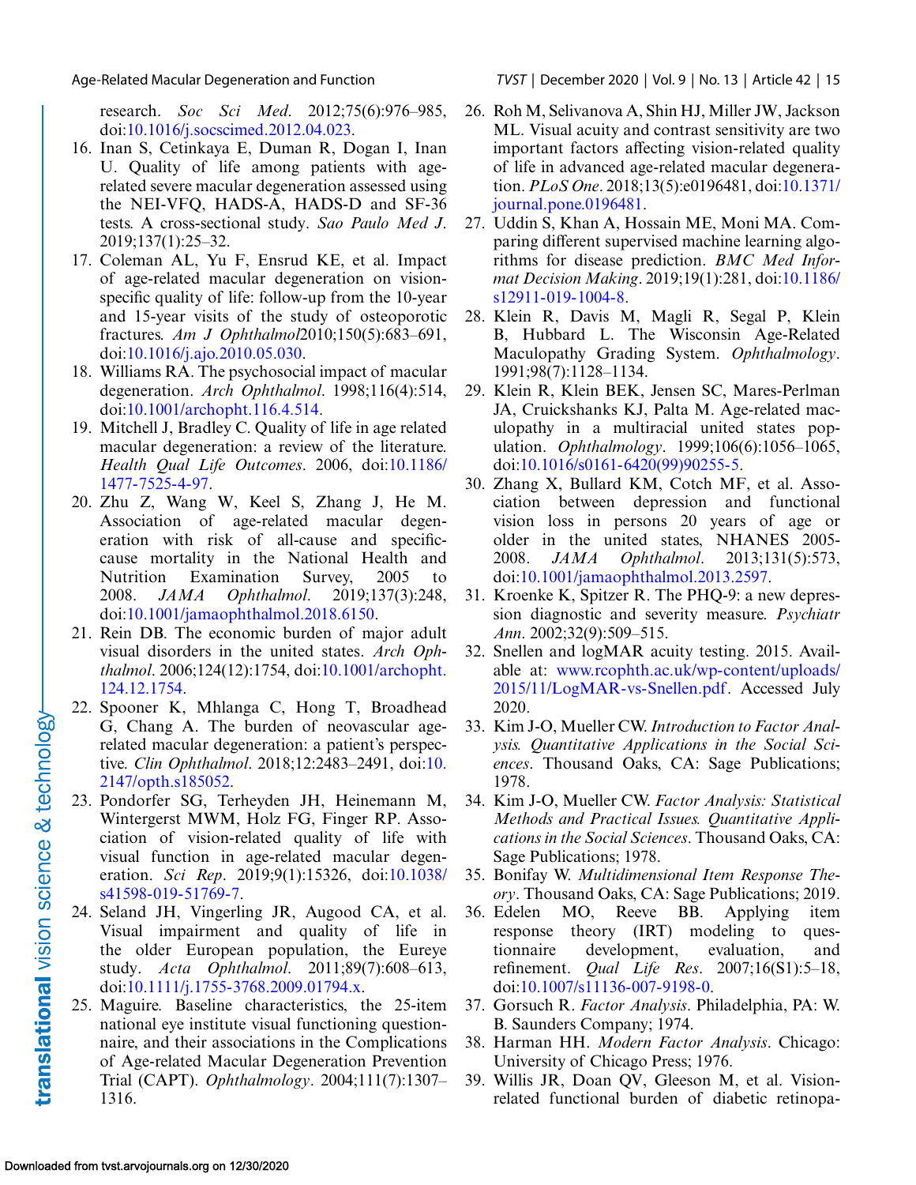research. *Soc Sci Med*. 2012;75(6):976–985, doi:10.1016/j.socscimed.2012.04.023.

16. Inan S, Cetinkaya E, Duman R, Dogan I, Inan U. Quality of life among patients with age-related severe macular degeneration assessed using the NEI-VFQ, HADS-A, HADS-D and SF-36 tests. A cross-sectional study. *Sao Paulo Med J*. 2019;137(1):25–32.
17. Coleman AL, Yu F, Ensrud KE, et al. Impact of age-related macular degeneration on vision-specific quality of life: follow-up from the 10-year and 15-year visits of the study of osteoporotic fractures. *Am J Ophthalmol*2010;150(5):683–691, doi:10.1016/j.ajo.2010.05.030.
18. Williams RA. The psychosocial impact of macular degeneration. *Arch Ophthalmol*. 1998;116(4):514, doi:10.1001/archopht.116.4.514.
19. Mitchell J, Bradley C. Quality of life in age related macular degeneration: a review of the literature. *Health Qual Life Outcomes*. 2006, doi:10.1186/1477-7525-4-97.
20. Zhu Z, Wang W, Keel S, Zhang J, He M. Association of age-related macular degeneration with risk of all-cause and specific-cause mortality in the National Health and Nutrition Examination Survey, 2005 to 2008. *JAMA Ophthalmol*. 2019;137(3):248, doi:10.1001/jamaophthalmol.2018.6150.
21. Rein DB. The economic burden of major adult visual disorders in the united states. *Arch Ophthalmol*. 2006;124(12):1754, doi:10.1001/archopht.124.12.1754.
22. Spooner K, Mhlanga C, Hong T, Broadhead G, Chang A. The burden of neovascular age-related macular degeneration: a patient's perspective. *Clin Ophthalmol*. 2018;12:2483–2491, doi:10.2147/opth.s185052.
23. Pondorfer SG, Terheyden JH, Heinemann M, Wintergerst MWM, Holz FG, Finger RP. Association of vision-related quality of life with visual function in age-related macular degeneration. *Sci Rep*. 2019;9(1):15326, doi:10.1038/s41598-019-51769-7.
24. Seland JH, Vingerling JR, Augood CA, et al. Visual impairment and quality of life in the older European population, the Eureye study. *Acta Ophthalmol*. 2011;89(7):608–613, doi:10.1111/j.1755-3768.2009.01794.x.
25. Maguire. Baseline characteristics, the 25-item national eye institute visual functioning questionnaire, and their associations in the Complications of Age-related Macular Degeneration Prevention Trial (CAPT). *Ophthalmology*. 2004;111(7):1307–1316.
26. Roh M, Selivanova A, Shin HJ, Miller JW, Jackson ML. Visual acuity and contrast sensitivity are two important factors affecting vision-related quality of life in advanced age-related macular degeneration. *PLoS One*. 2018;13(5):e0196481, doi:10.1371/journal.pone.0196481.
27. Uddin S, Khan A, Hossain ME, Moni MA. Comparing different supervised machine learning algorithms for disease prediction. *BMC Med Informat Decision Making*. 2019;19(1):281, doi:10.1186/s12911-019-1004-8.
28. Klein R, Davis M, Magli R, Segal P, Klein B, Hubbard L. The Wisconsin Age-Related Maculopathy Grading System. *Ophthalmology*. 1991;98(7):1128–1134.
29. Klein R, Klein BEK, Jensen SC, Mares-Perlman JA, Cruickshanks KJ, Palta M. Age-related maculopathy in a multiracial united states population. *Ophthalmology*. 1999;106(6):1056–1065, doi:10.1016/s0161-6420(99)90255-5.
30. Zhang X, Bullard KM, Cotch MF, et al. Association between depression and functional vision loss in persons 20 years of age or older in the united states, NHANES 2005-2008. *JAMA Ophthalmol*. 2013;131(5):573, doi:10.1001/jamaophthalmol.2013.2597.
31. Kroenke K, Spitzer R. The PHQ-9: a new depression diagnostic and severity measure. *Psychiatr Ann*. 2002;32(9):509–515.
32. Snellen and logMAR acuity testing. 2015. Available at: www.rcophth.ac.uk/wp-content/uploads/2015/11/LogMAR-vs-Snellen.pdf. Accessed July 2020.
33. Kim J-O, Mueller CW. *Introduction to Factor Analysis. Quantitative Applications in the Social Sciences*. Thousand Oaks, CA: Sage Publications; 1978.
34. Kim J-O, Mueller CW. *Factor Analysis: Statistical Methods and Practical Issues. Quantitative Applications in the Social Sciences*. Thousand Oaks, CA: Sage Publications; 1978.
35. Bonifay W. *Multidimensional Item Response Theory*. Thousand Oaks, CA: Sage Publications; 2019.
36. Edelen MO, Reeve BB. Applying item response theory (IRT) modeling to questionnaire development, evaluation, and refinement. *Qual Life Res*. 2007;16(S1):5–18, doi:10.1007/s11136-007-9198-0.
37. Gorsuch R. *Factor Analysis*. Philadelphia, PA: W. B. Saunders Company; 1974.
38. Harman HH. *Modern Factor Analysis*. Chicago: University of Chicago Press; 1976.
39. Willis JR, Doan QV, Gleeson M, et al. Vision-related functional burden of diabetic retinopa-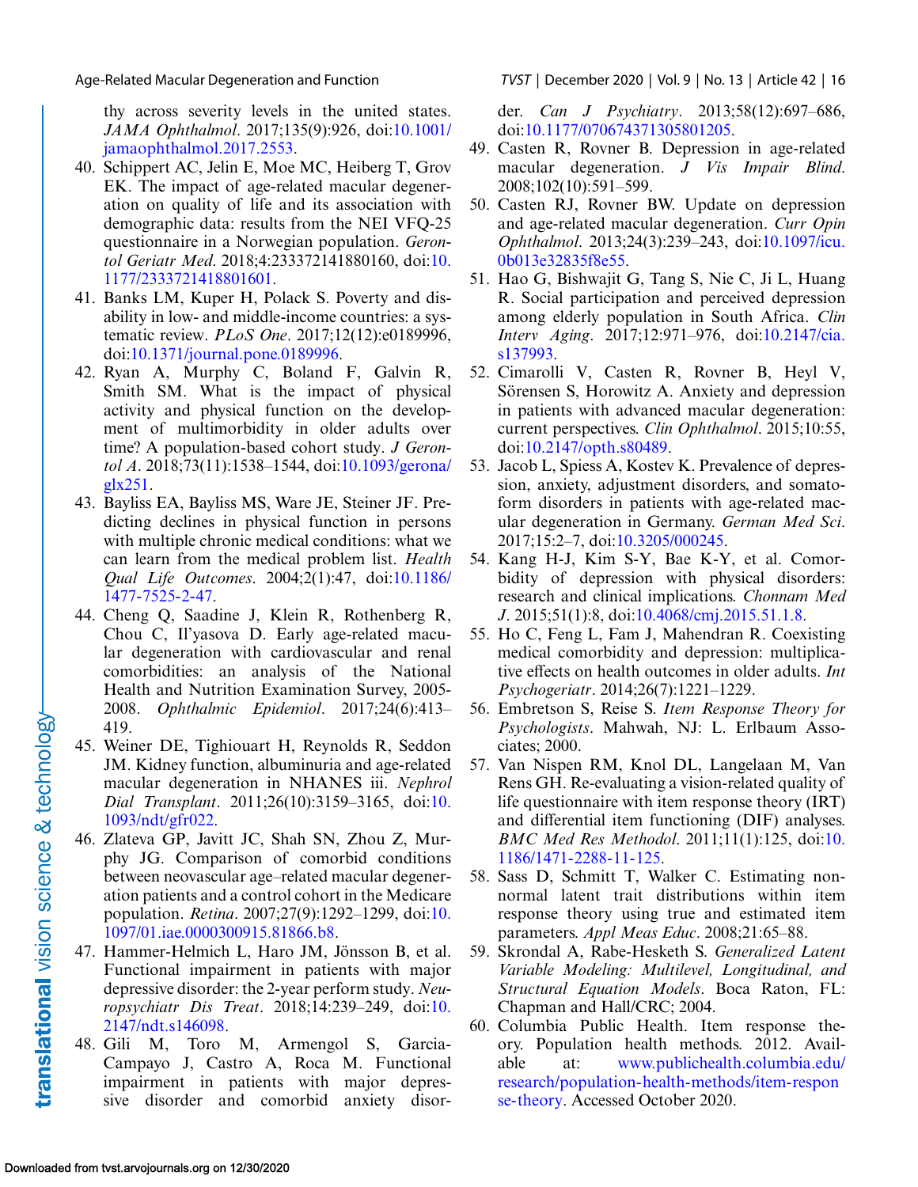thy across severity levels in the united states. *JAMA Ophthalmol*. 2017;135(9):926, doi:10.1001/jamaophthalmol.2017.2553.

40. Schippert AC, Jelin E, Moe MC, Heiberg T, Grov EK. The impact of age-related macular degeneration on quality of life and its association with demographic data: results from the NEI VFQ-25 questionnaire in a Norwegian population. *Gerontol Geriatr Med*. 2018;4:233372141880160, doi:10.1177/2333721418801601.
41. Banks LM, Kuper H, Polack S. Poverty and disability in low- and middle-income countries: a systematic review. *PLoS One*. 2017;12(12):e0189996, doi:10.1371/journal.pone.0189996.
42. Ryan A, Murphy C, Boland F, Galvin R, Smith SM. What is the impact of physical activity and physical function on the development of multimorbidity in older adults over time? A population-based cohort study. *J Gerontol A*. 2018;73(11):1538–1544, doi:10.1093/gerona/glx251.
43. Bayliss EA, Bayliss MS, Ware JE, Steiner JF. Predicting declines in physical function in persons with multiple chronic medical conditions: what we can learn from the medical problem list. *Health Qual Life Outcomes*. 2004;2(1):47, doi:10.1186/1477-7525-2-47.
44. Cheng Q, Saadine J, Klein R, Rothenberg R, Chou C, Il'yasova D. Early age-related macular degeneration with cardiovascular and renal comorbidities: an analysis of the National Health and Nutrition Examination Survey, 2005-2008. *Ophthalmic Epidemiol*. 2017;24(6):413–419.
45. Weiner DE, Tighiouart H, Reynolds R, Seddon JM. Kidney function, albuminuria and age-related macular degeneration in NHANES iii. *Nephrol Dial Transplant*. 2011;26(10):3159–3165, doi:10.1093/ndt/gfr022.
46. Zlateva GP, Javitt JC, Shah SN, Zhou Z, Murphy JG. Comparison of comorbid conditions between neovascular age–related macular degeneration patients and a control cohort in the Medicare population. *Retina*. 2007;27(9):1292–1299, doi:10.1097/01.iae.0000300915.81866.b8.
47. Hammer-Helmich L, Haro JM, Jönsson B, et al. Functional impairment in patients with major depressive disorder: the 2-year perform study. *Neuropsychiatr Dis Treat*. 2018;14:239–249, doi:10.2147/ndt.s146098.
48. Gili M, Toro M, Armengol S, Garcia-Campayo J, Castro A, Roca M. Functional impairment in patients with major depressive disorder and comorbid anxiety disorder. *Can J Psychiatry*. 2013;58(12):697–686, doi:10.1177/070674371305801205.
49. Casten R, Rovner B. Depression in age-related macular degeneration. *J Vis Impair Blind*. 2008;102(10):591–599.
50. Casten RJ, Rovner BW. Update on depression and age-related macular degeneration. *Curr Opin Ophthalmol*. 2013;24(3):239–243, doi:10.1097/icu.0b013e32835f8e55.
51. Hao G, Bishwajit G, Tang S, Nie C, Ji L, Huang R. Social participation and perceived depression among elderly population in South Africa. *Clin Interv Aging*. 2017;12:971–976, doi:10.2147/cia.s137993.
52. Cimarolli V, Casten R, Rovner B, Heyl V, Sörensen S, Horowitz A. Anxiety and depression in patients with advanced macular degeneration: current perspectives. *Clin Ophthalmol*. 2015;10:55, doi:10.2147/opth.s80489.
53. Jacob L, Spiess A, Kostev K. Prevalence of depression, anxiety, adjustment disorders, and somatoform disorders in patients with age-related macular degeneration in Germany. *German Med Sci*. 2017;15:2–7, doi:10.3205/000245.
54. Kang H-J, Kim S-Y, Bae K-Y, et al. Comorbidity of depression with physical disorders: research and clinical implications. *Chonnam Med J*. 2015;51(1):8, doi:10.4068/cmj.2015.51.1.8.
55. Ho C, Feng L, Fam J, Mahendran R. Coexisting medical comorbidity and depression: multiplicative effects on health outcomes in older adults. *Int Psychogeriatr*. 2014;26(7):1221–1229.
56. Embretson S, Reise S. *Item Response Theory for Psychologists*. Mahwah, NJ: L. Erlbaum Associates; 2000.
57. Van Nispen RM, Knol DL, Langelaan M, Van Rens GH. Re-evaluating a vision-related quality of life questionnaire with item response theory (IRT) and differential item functioning (DIF) analyses. *BMC Med Res Methodol*. 2011;11(1):125, doi:10.1186/1471-2288-11-125.
58. Sass D, Schmitt T, Walker C. Estimating non-normal latent trait distributions within item response theory using true and estimated item parameters. *Appl Meas Educ*. 2008;21:65–88.
59. Skrondal A, Rabe-Hesketh S. *Generalized Latent Variable Modeling: Multilevel, Longitudinal, and Structural Equation Models*. Boca Raton, FL: Chapman and Hall/CRC; 2004.
60. Columbia Public Health. Item response theory. Population health methods. 2012. Available at: www.publichealth.columbia.edu/research/population-health-methods/item-response-theory. Accessed October 2020.